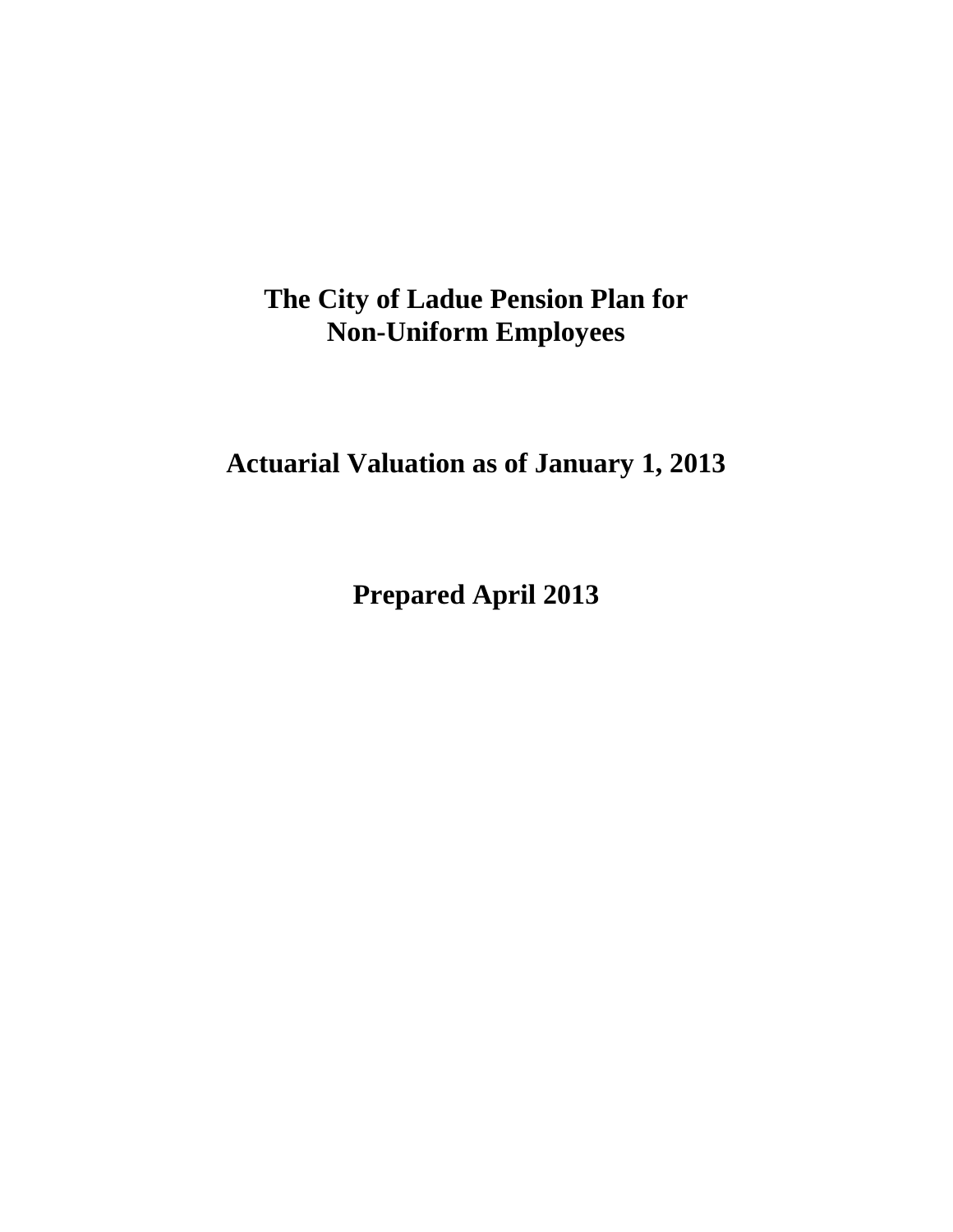# The City of Ladue Pension Plan for Non-Uniform Employees

## Actuarial Valuation as of January 1, 2013

## Prepared April 2013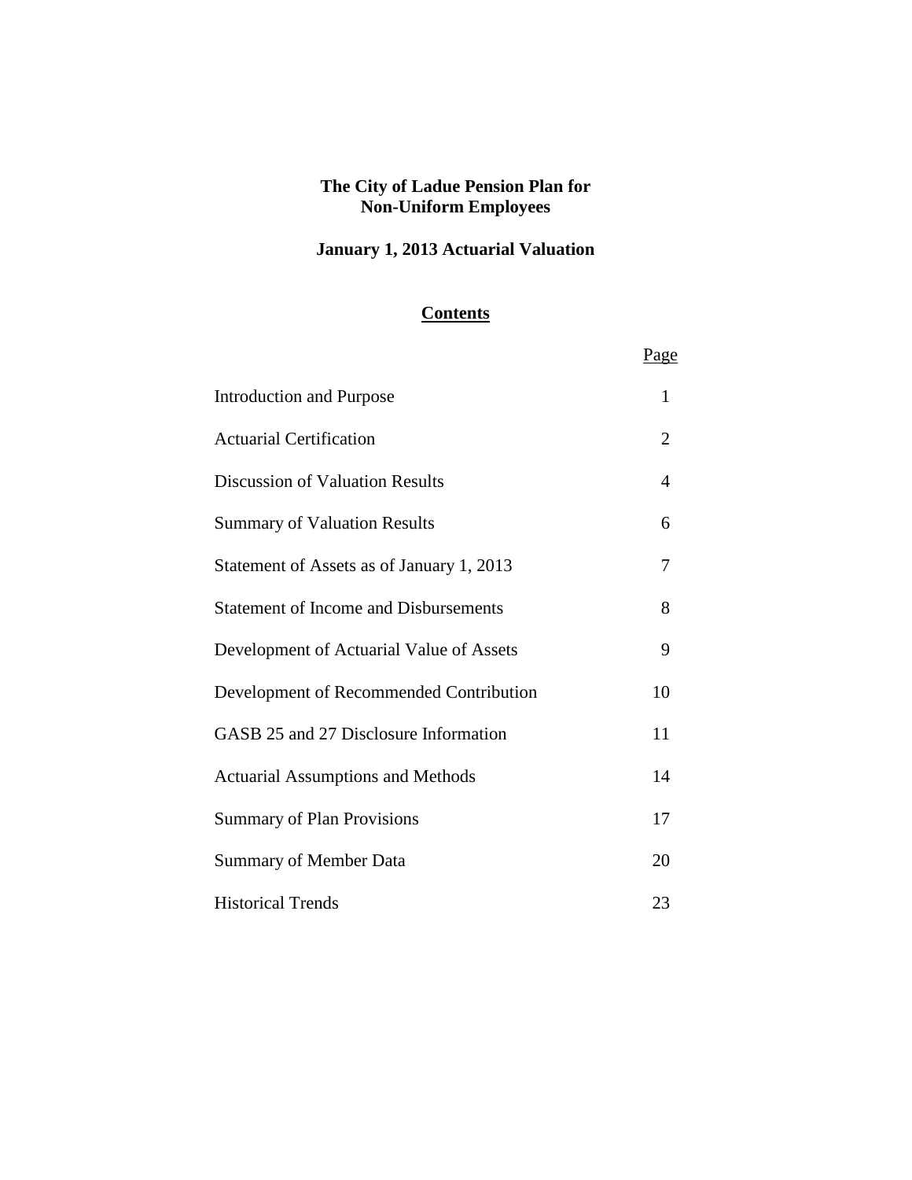# The City of Ladue Pension Plan for Non-Uniform Employees

## January 1, 2013 Actuarial Valuation

### Contents

| | Page |
|---|---|
| Introduction and Purpose | 1 |
| Actuarial Certification | 2 |
| Discussion of Valuation Results | 4 |
| Summary of Valuation Results | 6 |
| Statement of Assets as of January 1, 2013 | 7 |
| Statement of Income and Disbursements | 8 |
| Development of Actuarial Value of Assets | 9 |
| Development of Recommended Contribution | 10 |
| GASB 25 and 27 Disclosure Information | 11 |
| Actuarial Assumptions and Methods | 14 |
| Summary of Plan Provisions | 17 |
| Summary of Member Data | 20 |
| Historical Trends | 23 |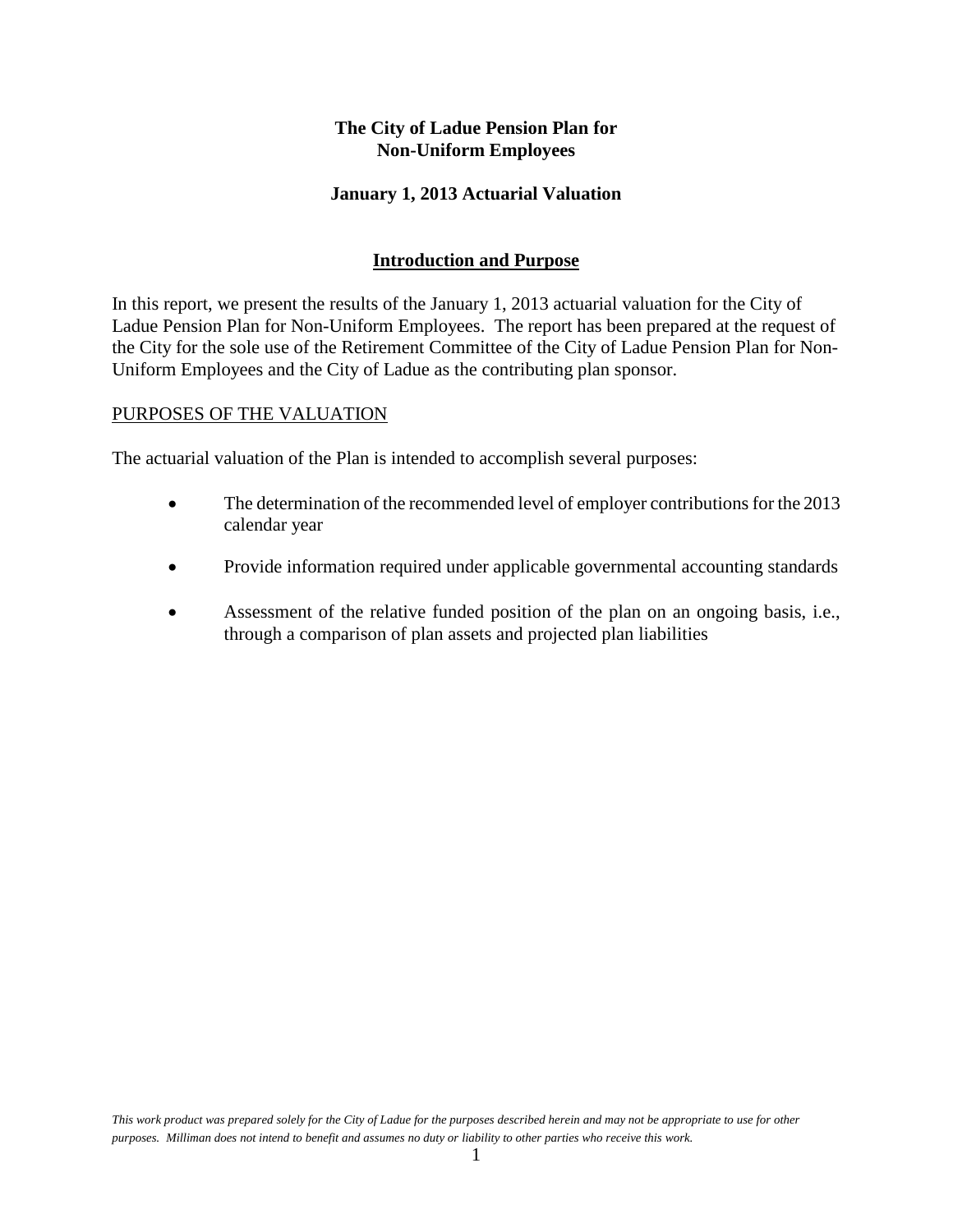**The City of Ladue Pension Plan for Non-Uniform Employees**

**January 1, 2013 Actuarial Valuation**

## Introduction and Purpose

In this report, we present the results of the January 1, 2013 actuarial valuation for the City of Ladue Pension Plan for Non-Uniform Employees. The report has been prepared at the request of the City for the sole use of the Retirement Committee of the City of Ladue Pension Plan for Non-Uniform Employees and the City of Ladue as the contributing plan sponsor.

### PURPOSES OF THE VALUATION

The actuarial valuation of the Plan is intended to accomplish several purposes:

- The determination of the recommended level of employer contributions for the 2013 calendar year
- Provide information required under applicable governmental accounting standards
- Assessment of the relative funded position of the plan on an ongoing basis, i.e., through a comparison of plan assets and projected plan liabilities

*This work product was prepared solely for the City of Ladue for the purposes described herein and may not be appropriate to use for other purposes. Milliman does not intend to benefit and assumes no duty or liability to other parties who receive this work.*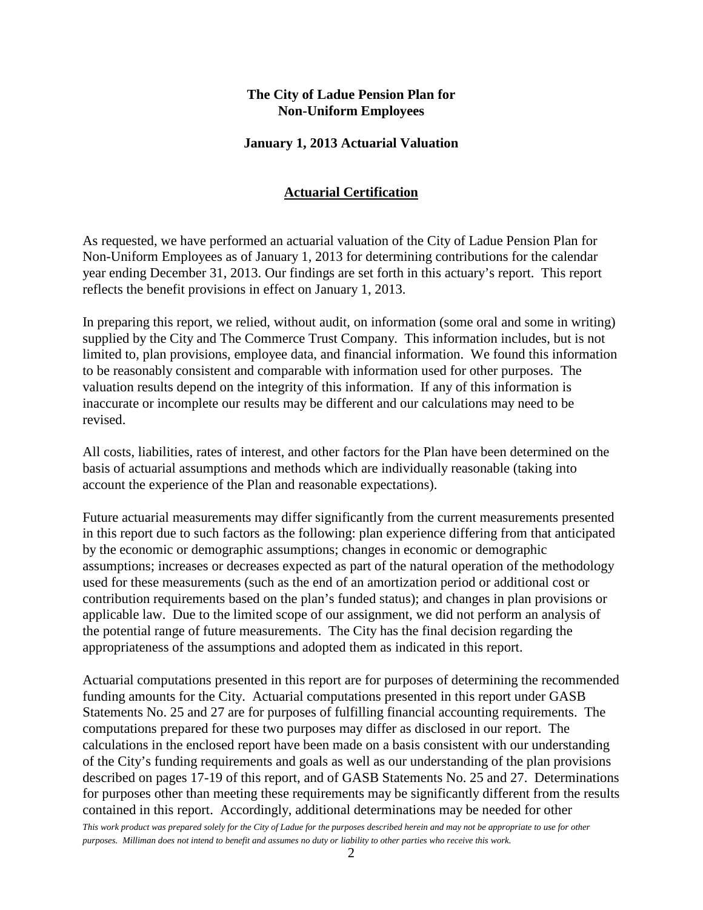**The City of Ladue Pension Plan for Non-Uniform Employees**

**January 1, 2013 Actuarial Valuation**

## Actuarial Certification

As requested, we have performed an actuarial valuation of the City of Ladue Pension Plan for Non-Uniform Employees as of January 1, 2013 for determining contributions for the calendar year ending December 31, 2013. Our findings are set forth in this actuary's report. This report reflects the benefit provisions in effect on January 1, 2013.

In preparing this report, we relied, without audit, on information (some oral and some in writing) supplied by the City and The Commerce Trust Company. This information includes, but is not limited to, plan provisions, employee data, and financial information. We found this information to be reasonably consistent and comparable with information used for other purposes. The valuation results depend on the integrity of this information. If any of this information is inaccurate or incomplete our results may be different and our calculations may need to be revised.

All costs, liabilities, rates of interest, and other factors for the Plan have been determined on the basis of actuarial assumptions and methods which are individually reasonable (taking into account the experience of the Plan and reasonable expectations).

Future actuarial measurements may differ significantly from the current measurements presented in this report due to such factors as the following: plan experience differing from that anticipated by the economic or demographic assumptions; changes in economic or demographic assumptions; increases or decreases expected as part of the natural operation of the methodology used for these measurements (such as the end of an amortization period or additional cost or contribution requirements based on the plan's funded status); and changes in plan provisions or applicable law. Due to the limited scope of our assignment, we did not perform an analysis of the potential range of future measurements. The City has the final decision regarding the appropriateness of the assumptions and adopted them as indicated in this report.

Actuarial computations presented in this report are for purposes of determining the recommended funding amounts for the City. Actuarial computations presented in this report under GASB Statements No. 25 and 27 are for purposes of fulfilling financial accounting requirements. The computations prepared for these two purposes may differ as disclosed in our report. The calculations in the enclosed report have been made on a basis consistent with our understanding of the City's funding requirements and goals as well as our understanding of the plan provisions described on pages 17-19 of this report, and of GASB Statements No. 25 and 27. Determinations for purposes other than meeting these requirements may be significantly different from the results contained in this report. Accordingly, additional determinations may be needed for other

*This work product was prepared solely for the City of Ladue for the purposes described herein and may not be appropriate to use for other purposes. Milliman does not intend to benefit and assumes no duty or liability to other parties who receive this work.*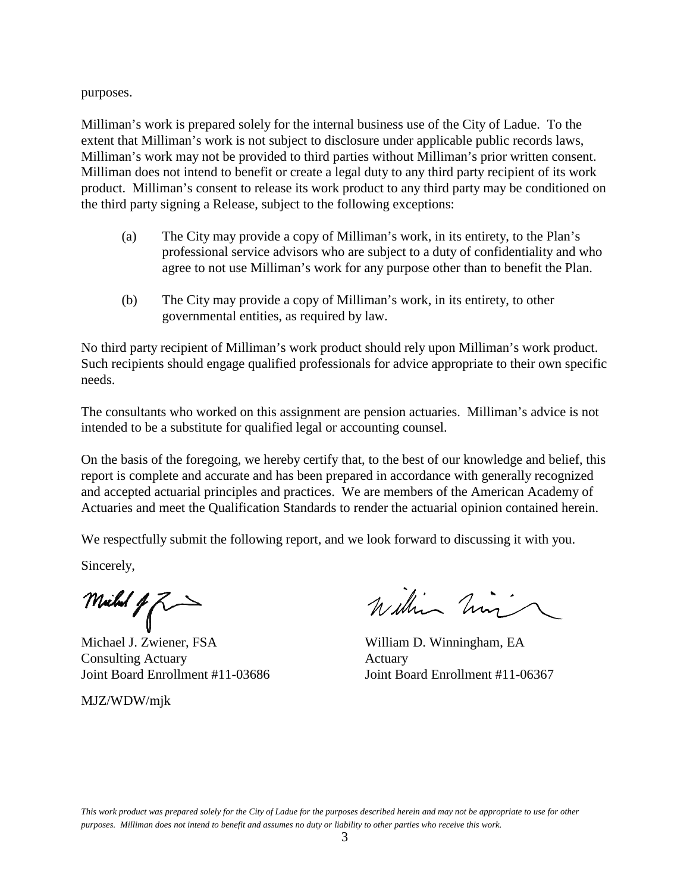purposes.

Milliman's work is prepared solely for the internal business use of the City of Ladue. To the extent that Milliman's work is not subject to disclosure under applicable public records laws, Milliman's work may not be provided to third parties without Milliman's prior written consent. Milliman does not intend to benefit or create a legal duty to any third party recipient of its work product. Milliman's consent to release its work product to any third party may be conditioned on the third party signing a Release, subject to the following exceptions:

(a) The City may provide a copy of Milliman's work, in its entirety, to the Plan's professional service advisors who are subject to a duty of confidentiality and who agree to not use Milliman's work for any purpose other than to benefit the Plan.

(b) The City may provide a copy of Milliman's work, in its entirety, to other governmental entities, as required by law.

No third party recipient of Milliman's work product should rely upon Milliman's work product. Such recipients should engage qualified professionals for advice appropriate to their own specific needs.

The consultants who worked on this assignment are pension actuaries. Milliman's advice is not intended to be a substitute for qualified legal or accounting counsel.

On the basis of the foregoing, we hereby certify that, to the best of our knowledge and belief, this report is complete and accurate and has been prepared in accordance with generally recognized and accepted actuarial principles and practices. We are members of the American Academy of Actuaries and meet the Qualification Standards to render the actuarial opinion contained herein.

We respectfully submit the following report, and we look forward to discussing it with you.

Sincerely,

Michael J. Zwiener, FSA
Consulting Actuary
Joint Board Enrollment #11-03686

William D. Winningham, EA
Actuary
Joint Board Enrollment #11-06367

MJZ/WDW/mjk

*This work product was prepared solely for the City of Ladue for the purposes described herein and may not be appropriate to use for other purposes. Milliman does not intend to benefit and assumes no duty or liability to other parties who receive this work.*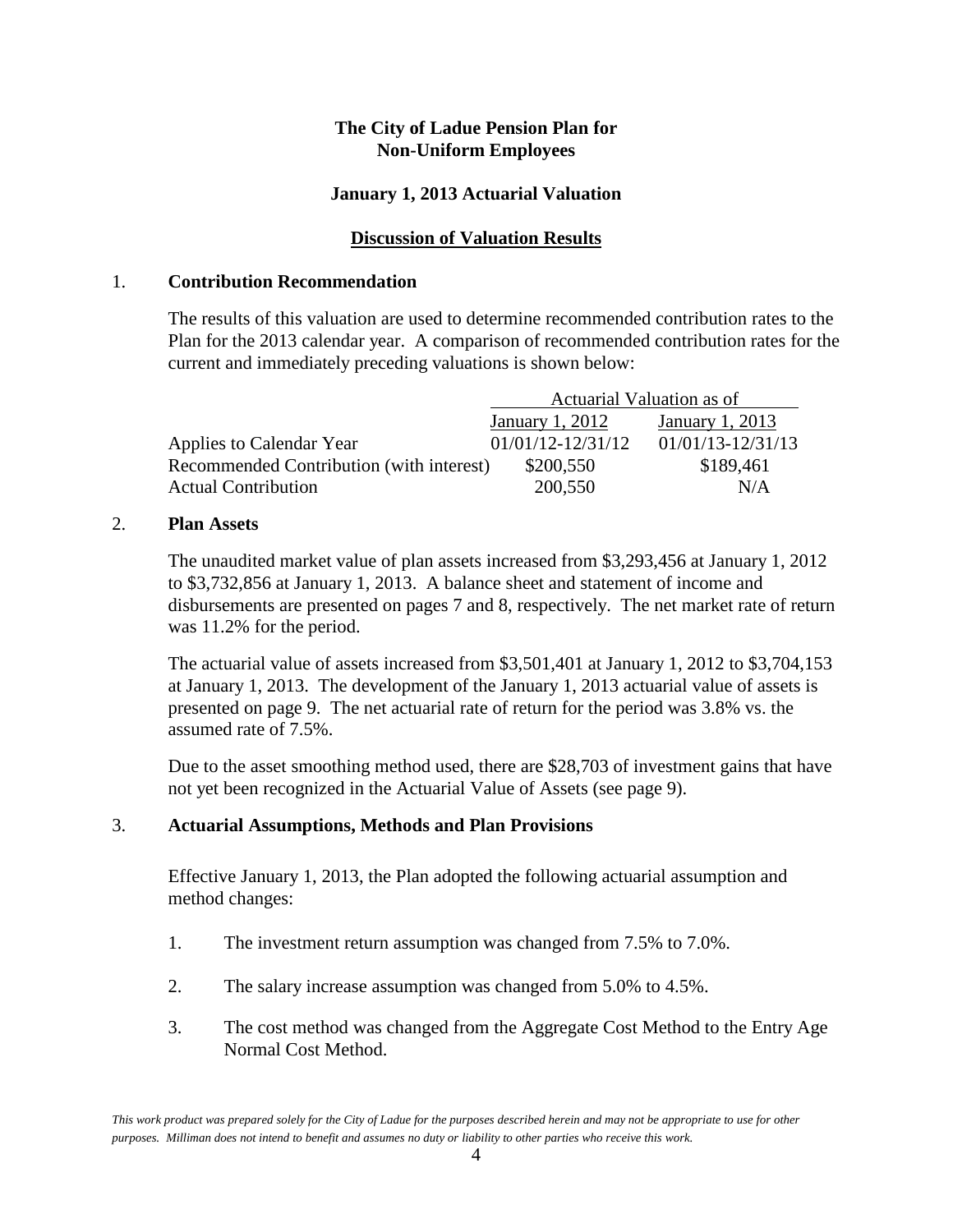**The City of Ladue Pension Plan for Non-Uniform Employees**

**January 1, 2013 Actuarial Valuation**

**Discussion of Valuation Results**

1. **Contribution Recommendation**

The results of this valuation are used to determine recommended contribution rates to the Plan for the 2013 calendar year. A comparison of recommended contribution rates for the current and immediately preceding valuations is shown below:

| | Actuarial Valuation as of | |
|---|---|---|
| | January 1, 2012 | January 1, 2013 |
| Applies to Calendar Year | 01/01/12-12/31/12 | 01/01/13-12/31/13 |
| Recommended Contribution (with interest) | $200,550 | $189,461 |
| Actual Contribution | 200,550 | N/A |

2. **Plan Assets**

The unaudited market value of plan assets increased from $3,293,456 at January 1, 2012 to $3,732,856 at January 1, 2013. A balance sheet and statement of income and disbursements are presented on pages 7 and 8, respectively. The net market rate of return was 11.2% for the period.

The actuarial value of assets increased from $3,501,401 at January 1, 2012 to $3,704,153 at January 1, 2013. The development of the January 1, 2013 actuarial value of assets is presented on page 9. The net actuarial rate of return for the period was 3.8% vs. the assumed rate of 7.5%.

Due to the asset smoothing method used, there are $28,703 of investment gains that have not yet been recognized in the Actuarial Value of Assets (see page 9).

3. **Actuarial Assumptions, Methods and Plan Provisions**

Effective January 1, 2013, the Plan adopted the following actuarial assumption and method changes:

1. The investment return assumption was changed from 7.5% to 7.0%.
2. The salary increase assumption was changed from 5.0% to 4.5%.
3. The cost method was changed from the Aggregate Cost Method to the Entry Age Normal Cost Method.

*This work product was prepared solely for the City of Ladue for the purposes described herein and may not be appropriate to use for other purposes. Milliman does not intend to benefit and assumes no duty or liability to other parties who receive this work.*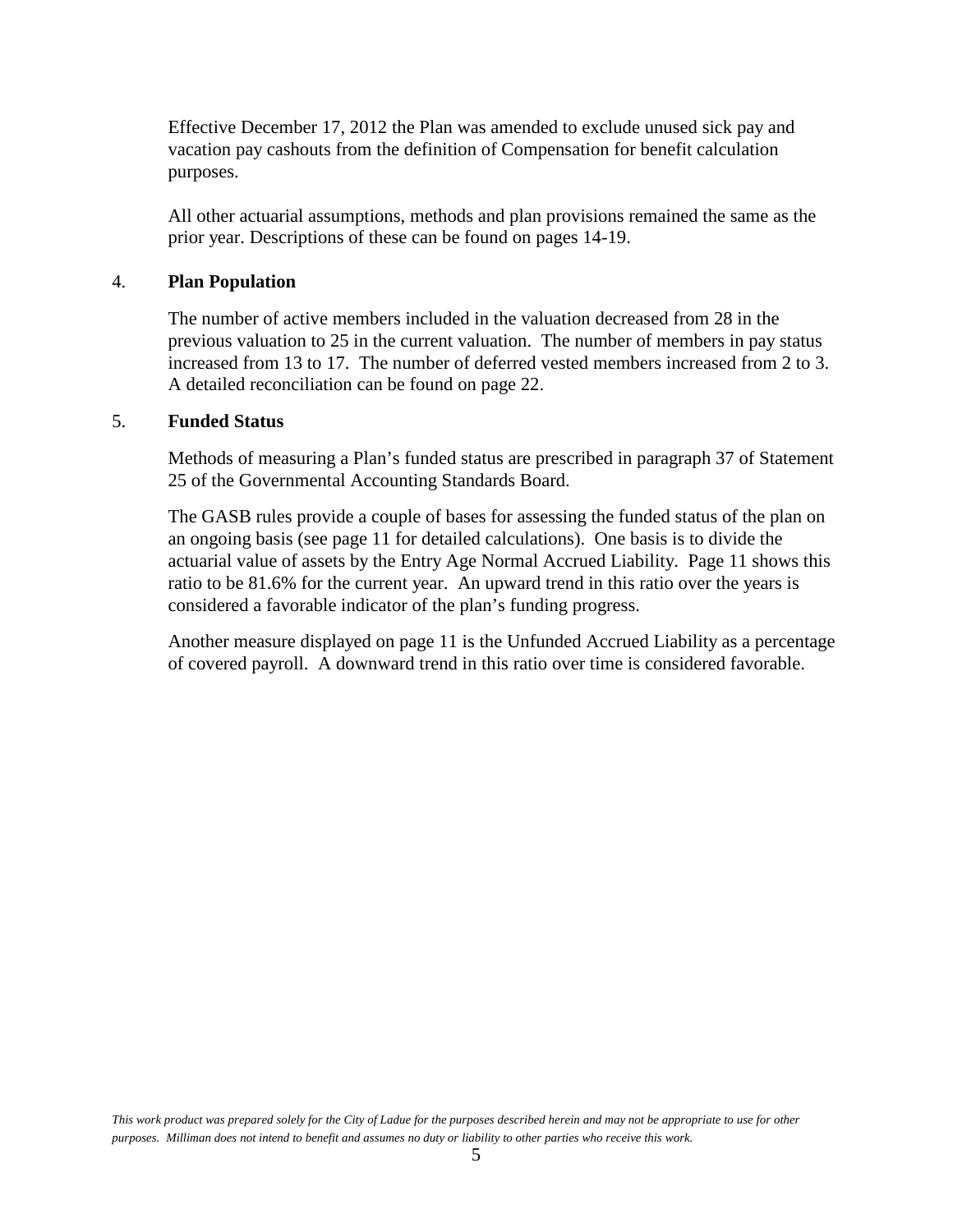Effective December 17, 2012 the Plan was amended to exclude unused sick pay and vacation pay cashouts from the definition of Compensation for benefit calculation purposes.

All other actuarial assumptions, methods and plan provisions remained the same as the prior year. Descriptions of these can be found on pages 14-19.

4. **Plan Population**

The number of active members included in the valuation decreased from 28 in the previous valuation to 25 in the current valuation. The number of members in pay status increased from 13 to 17. The number of deferred vested members increased from 2 to 3. A detailed reconciliation can be found on page 22.

5. **Funded Status**

Methods of measuring a Plan's funded status are prescribed in paragraph 37 of Statement 25 of the Governmental Accounting Standards Board.

The GASB rules provide a couple of bases for assessing the funded status of the plan on an ongoing basis (see page 11 for detailed calculations). One basis is to divide the actuarial value of assets by the Entry Age Normal Accrued Liability. Page 11 shows this ratio to be 81.6% for the current year. An upward trend in this ratio over the years is considered a favorable indicator of the plan's funding progress.

Another measure displayed on page 11 is the Unfunded Accrued Liability as a percentage of covered payroll. A downward trend in this ratio over time is considered favorable.

*This work product was prepared solely for the City of Ladue for the purposes described herein and may not be appropriate to use for other purposes. Milliman does not intend to benefit and assumes no duty or liability to other parties who receive this work.*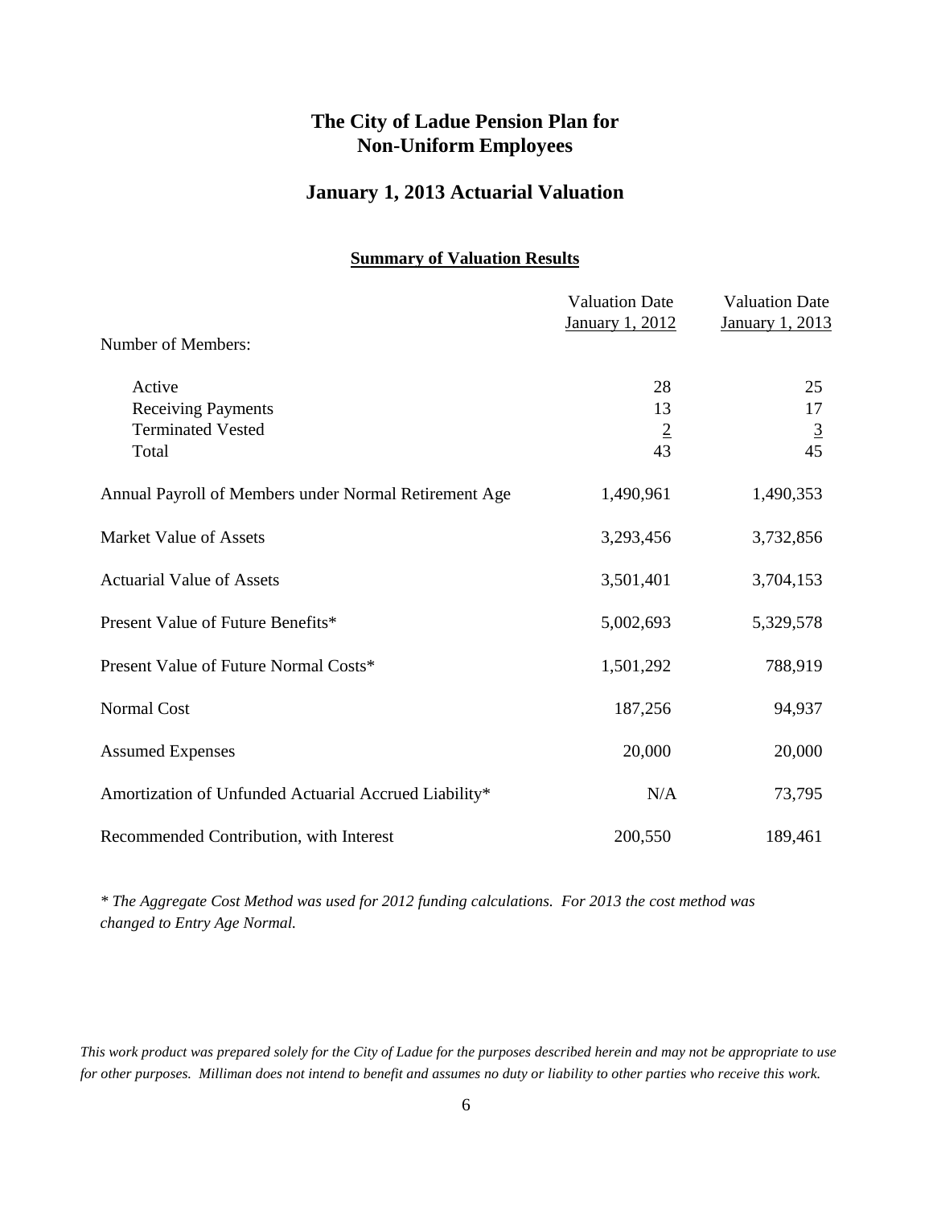# The City of Ladue Pension Plan for Non-Uniform Employees

## January 1, 2013 Actuarial Valuation

### Summary of Valuation Results

| | Valuation Date January 1, 2012 | Valuation Date January 1, 2013 |
|---|---|---|
| Number of Members: | | |
| Active | 28 | 25 |
| Receiving Payments | 13 | 17 |
| Terminated Vested | 2 | 3 |
| Total | 43 | 45 |
| Annual Payroll of Members under Normal Retirement Age | 1,490,961 | 1,490,353 |
| Market Value of Assets | 3,293,456 | 3,732,856 |
| Actuarial Value of Assets | 3,501,401 | 3,704,153 |
| Present Value of Future Benefits* | 5,002,693 | 5,329,578 |
| Present Value of Future Normal Costs* | 1,501,292 | 788,919 |
| Normal Cost | 187,256 | 94,937 |
| Assumed Expenses | 20,000 | 20,000 |
| Amortization of Unfunded Actuarial Accrued Liability* | N/A | 73,795 |
| Recommended Contribution, with Interest | 200,550 | 189,461 |

*\* The Aggregate Cost Method was used for 2012 funding calculations. For 2013 the cost method was changed to Entry Age Normal.*

*This work product was prepared solely for the City of Ladue for the purposes described herein and may not be appropriate to use for other purposes. Milliman does not intend to benefit and assumes no duty or liability to other parties who receive this work.*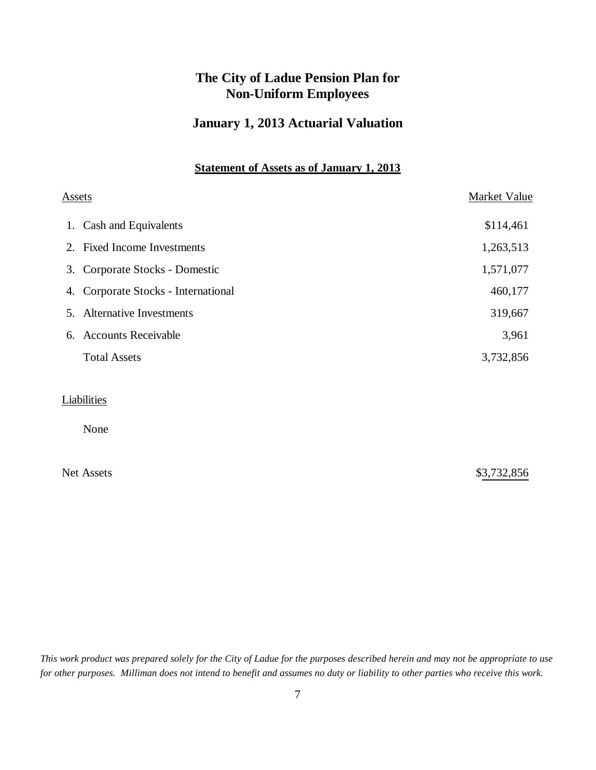# The City of Ladue Pension Plan for Non-Uniform Employees

## January 1, 2013 Actuarial Valuation

### Statement of Assets as of January 1, 2013

| Assets | Market Value |
|---|---|
| 1. Cash and Equivalents | $114,461 |
| 2. Fixed Income Investments | 1,263,513 |
| 3. Corporate Stocks - Domestic | 1,571,077 |
| 4. Corporate Stocks - International | 460,177 |
| 5. Alternative Investments | 319,667 |
| 6. Accounts Receivable | 3,961 |
| Total Assets | 3,732,856 |
| **Liabilities** | |
| None | |
| Net Assets | $3,732,856 |

*This work product was prepared solely for the City of Ladue for the purposes described herein and may not be appropriate to use for other purposes. Milliman does not intend to benefit and assumes no duty or liability to other parties who receive this work.*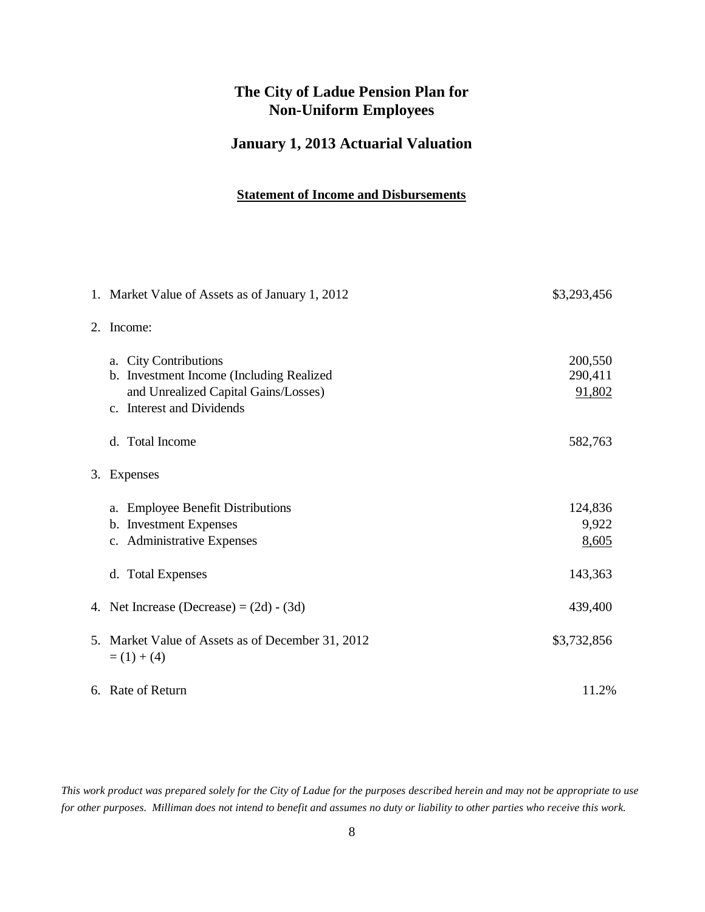# The City of Ladue Pension Plan for Non-Uniform Employees

## January 1, 2013 Actuarial Valuation

### Statement of Income and Disbursements

| | |
|---|---:|
| 1. Market Value of Assets as of January 1, 2012 | $3,293,456 |
| 2. Income: | |
| a. City Contributions | 200,550 |
| b. Investment Income (Including Realized and Unrealized Capital Gains/Losses) | 290,411 |
| c. Interest and Dividends | 91,802 |
| d. Total Income | 582,763 |
| 3. Expenses | |
| a. Employee Benefit Distributions | 124,836 |
| b. Investment Expenses | 9,922 |
| c. Administrative Expenses | 8,605 |
| d. Total Expenses | 143,363 |
| 4. Net Increase (Decrease) = (2d) - (3d) | 439,400 |
| 5. Market Value of Assets as of December 31, 2012 = (1) + (4) | $3,732,856 |
| 6. Rate of Return | 11.2% |

*This work product was prepared solely for the City of Ladue for the purposes described herein and may not be appropriate to use for other purposes. Milliman does not intend to benefit and assumes no duty or liability to other parties who receive this work.*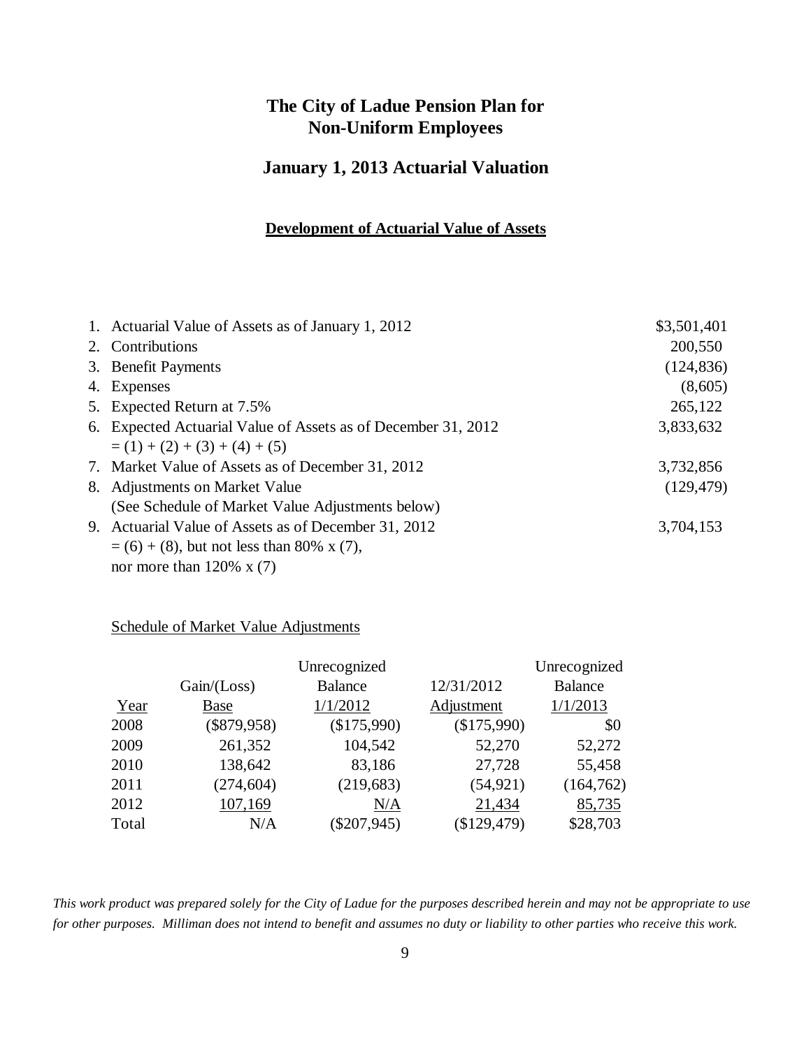# The City of Ladue Pension Plan for Non-Uniform Employees

## January 1, 2013 Actuarial Valuation

### Development of Actuarial Value of Assets

| | |
|---|---|
| 1. Actuarial Value of Assets as of January 1, 2012 | \$3,501,401 |
| 2. Contributions | 200,550 |
| 3. Benefit Payments | (124,836) |
| 4. Expenses | (8,605) |
| 5. Expected Return at 7.5% | 265,122 |
| 6. Expected Actuarial Value of Assets as of December 31, 2012 = (1) + (2) + (3) + (4) + (5) | 3,833,632 |
| 7. Market Value of Assets as of December 31, 2012 | 3,732,856 |
| 8. Adjustments on Market Value (See Schedule of Market Value Adjustments below) | (129,479) |
| 9. Actuarial Value of Assets as of December 31, 2012 = (6) + (8), but not less than 80% x (7), nor more than 120% x (7) | 3,704,153 |

Schedule of Market Value Adjustments

| Year | Gain/(Loss) Base | Unrecognized Balance 1/1/2012 | 12/31/2012 Adjustment | Unrecognized Balance 1/1/2013 |
|---|---|---|---|---|
| 2008 | (\$879,958) | (\$175,990) | (\$175,990) | \$0 |
| 2009 | 261,352 | 104,542 | 52,270 | 52,272 |
| 2010 | 138,642 | 83,186 | 27,728 | 55,458 |
| 2011 | (274,604) | (219,683) | (54,921) | (164,762) |
| 2012 | 107,169 | N/A | 21,434 | 85,735 |
| Total | N/A | (\$207,945) | (\$129,479) | \$28,703 |

*This work product was prepared solely for the City of Ladue for the purposes described herein and may not be appropriate to use for other purposes. Milliman does not intend to benefit and assumes no duty or liability to other parties who receive this work.*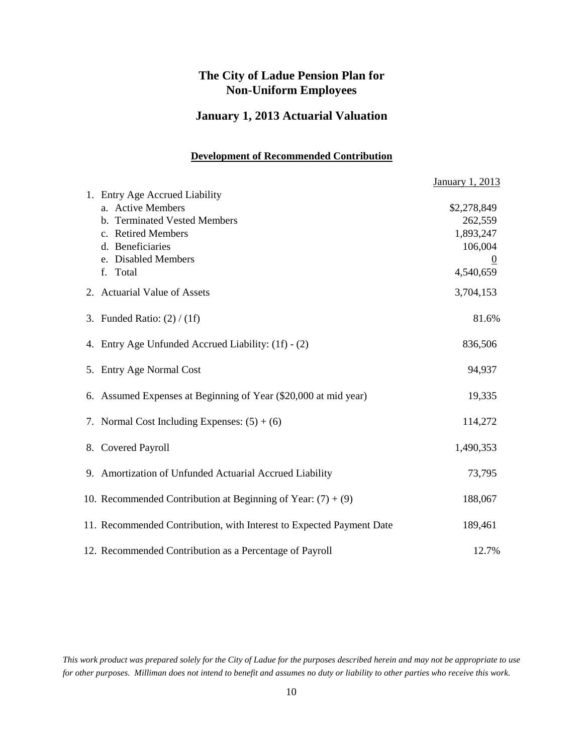# The City of Ladue Pension Plan for Non-Uniform Employees

## January 1, 2013 Actuarial Valuation

### Development of Recommended Contribution

| | January 1, 2013 |
|---|---|
| 1. Entry Age Accrued Liability | |
| a. Active Members | $2,278,849 |
| b. Terminated Vested Members | 262,559 |
| c. Retired Members | 1,893,247 |
| d. Beneficiaries | 106,004 |
| e. Disabled Members | 0 |
| f. Total | 4,540,659 |
| 2. Actuarial Value of Assets | 3,704,153 |
| 3. Funded Ratio: (2) / (1f) | 81.6% |
| 4. Entry Age Unfunded Accrued Liability: (1f) - (2) | 836,506 |
| 5. Entry Age Normal Cost | 94,937 |
| 6. Assumed Expenses at Beginning of Year ($20,000 at mid year) | 19,335 |
| 7. Normal Cost Including Expenses: (5) + (6) | 114,272 |
| 8. Covered Payroll | 1,490,353 |
| 9. Amortization of Unfunded Actuarial Accrued Liability | 73,795 |
| 10. Recommended Contribution at Beginning of Year: (7) + (9) | 188,067 |
| 11. Recommended Contribution, with Interest to Expected Payment Date | 189,461 |
| 12. Recommended Contribution as a Percentage of Payroll | 12.7% |

*This work product was prepared solely for the City of Ladue for the purposes described herein and may not be appropriate to use for other purposes. Milliman does not intend to benefit and assumes no duty or liability to other parties who receive this work.*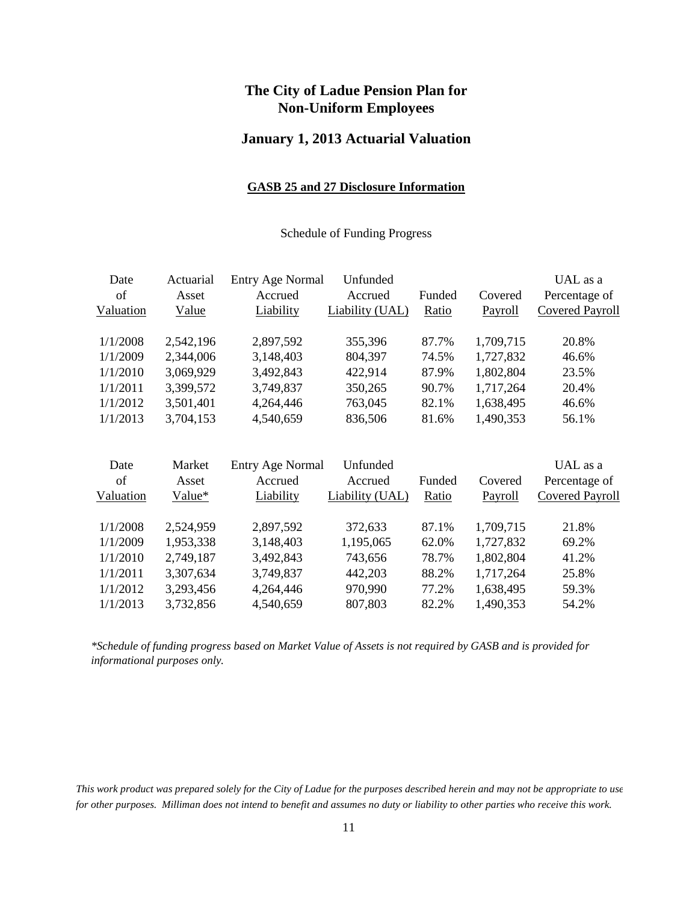# The City of Ladue Pension Plan for Non-Uniform Employees

## January 1, 2013 Actuarial Valuation

### GASB 25 and 27 Disclosure Information

Schedule of Funding Progress

| Date of Valuation | Actuarial Asset Value | Entry Age Normal Accrued Liability | Unfunded Accrued Liability (UAL) | Funded Ratio | Covered Payroll | UAL as a Percentage of Covered Payroll |
|---|---|---|---|---|---|---|
| 1/1/2008 | 2,542,196 | 2,897,592 | 355,396 | 87.7% | 1,709,715 | 20.8% |
| 1/1/2009 | 2,344,006 | 3,148,403 | 804,397 | 74.5% | 1,727,832 | 46.6% |
| 1/1/2010 | 3,069,929 | 3,492,843 | 422,914 | 87.9% | 1,802,804 | 23.5% |
| 1/1/2011 | 3,399,572 | 3,749,837 | 350,265 | 90.7% | 1,717,264 | 20.4% |
| 1/1/2012 | 3,501,401 | 4,264,446 | 763,045 | 82.1% | 1,638,495 | 46.6% |
| 1/1/2013 | 3,704,153 | 4,540,659 | 836,506 | 81.6% | 1,490,353 | 56.1% |

| Date of Valuation | Market Asset Value* | Entry Age Normal Accrued Liability | Unfunded Accrued Liability (UAL) | Funded Ratio | Covered Payroll | UAL as a Percentage of Covered Payroll |
|---|---|---|---|---|---|---|
| 1/1/2008 | 2,524,959 | 2,897,592 | 372,633 | 87.1% | 1,709,715 | 21.8% |
| 1/1/2009 | 1,953,338 | 3,148,403 | 1,195,065 | 62.0% | 1,727,832 | 69.2% |
| 1/1/2010 | 2,749,187 | 3,492,843 | 743,656 | 78.7% | 1,802,804 | 41.2% |
| 1/1/2011 | 3,307,634 | 3,749,837 | 442,203 | 88.2% | 1,717,264 | 25.8% |
| 1/1/2012 | 3,293,456 | 4,264,446 | 970,990 | 77.2% | 1,638,495 | 59.3% |
| 1/1/2013 | 3,732,856 | 4,540,659 | 807,803 | 82.2% | 1,490,353 | 54.2% |

*\*Schedule of funding progress based on Market Value of Assets is not required by GASB and is provided for informational purposes only.*

*This work product was prepared solely for the City of Ladue for the purposes described herein and may not be appropriate to use for other purposes. Milliman does not intend to benefit and assumes no duty or liability to other parties who receive this work.*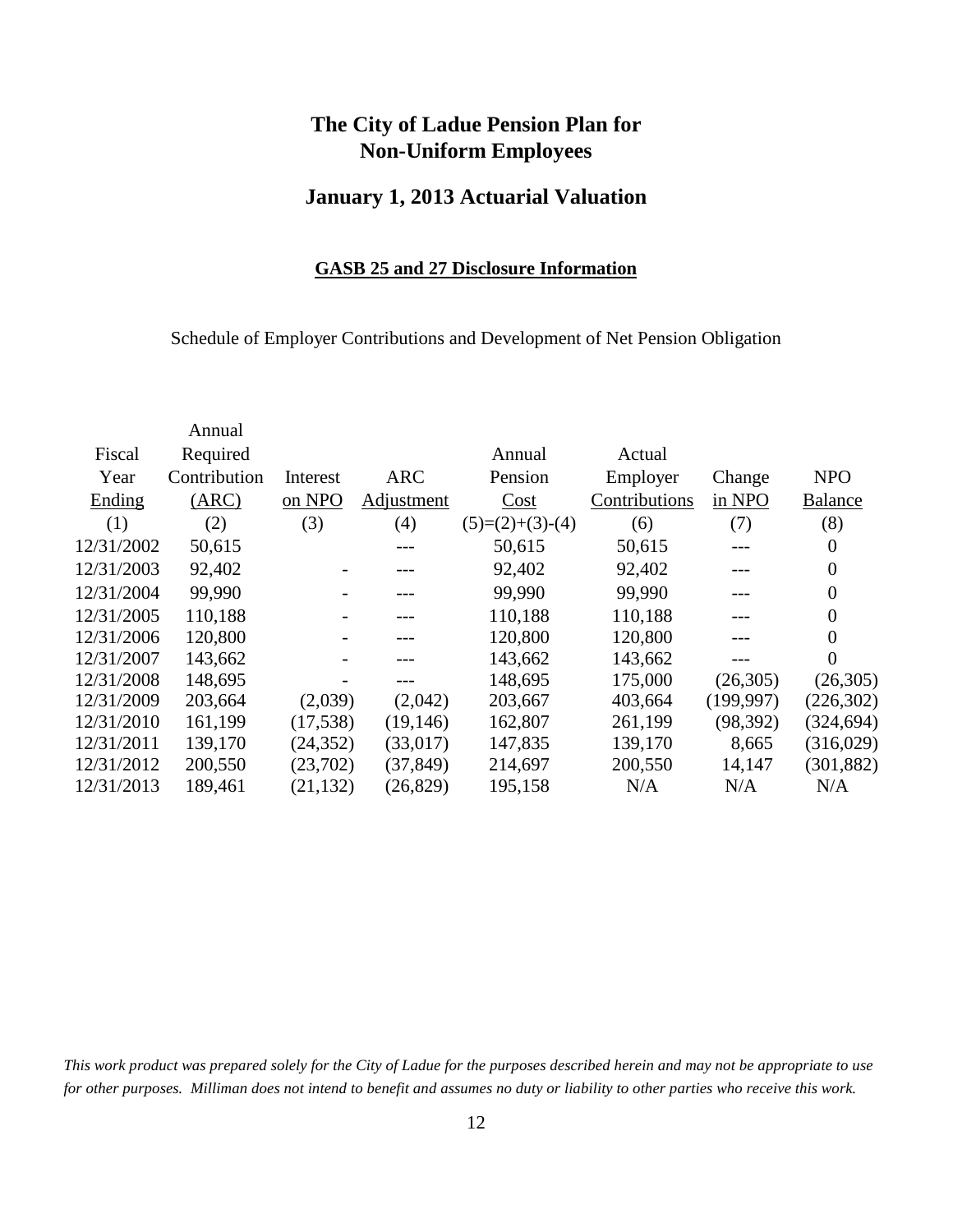# The City of Ladue Pension Plan for Non-Uniform Employees

## January 1, 2013 Actuarial Valuation

### GASB 25 and 27 Disclosure Information

Schedule of Employer Contributions and Development of Net Pension Obligation

| Fiscal Year Ending | Annual Required Contribution (ARC) | Interest on NPO | ARC Adjustment | Annual Pension Cost | Actual Employer Contributions | Change in NPO | NPO Balance |
|---|---|---|---|---|---|---|---|
| (1) | (2) | (3) | (4) | (5)=(2)+(3)-(4) | (6) | (7) | (8) |
| 12/31/2002 | 50,615 | | --- | 50,615 | 50,615 | --- | 0 |
| 12/31/2003 | 92,402 | - | --- | 92,402 | 92,402 | --- | 0 |
| 12/31/2004 | 99,990 | - | --- | 99,990 | 99,990 | --- | 0 |
| 12/31/2005 | 110,188 | - | --- | 110,188 | 110,188 | --- | 0 |
| 12/31/2006 | 120,800 | - | --- | 120,800 | 120,800 | --- | 0 |
| 12/31/2007 | 143,662 | - | --- | 143,662 | 143,662 | --- | 0 |
| 12/31/2008 | 148,695 | - | --- | 148,695 | 175,000 | (26,305) | (26,305) |
| 12/31/2009 | 203,664 | (2,039) | (2,042) | 203,667 | 403,664 | (199,997) | (226,302) |
| 12/31/2010 | 161,199 | (17,538) | (19,146) | 162,807 | 261,199 | (98,392) | (324,694) |
| 12/31/2011 | 139,170 | (24,352) | (33,017) | 147,835 | 139,170 | 8,665 | (316,029) |
| 12/31/2012 | 200,550 | (23,702) | (37,849) | 214,697 | 200,550 | 14,147 | (301,882) |
| 12/31/2013 | 189,461 | (21,132) | (26,829) | 195,158 | N/A | N/A | N/A |

*This work product was prepared solely for the City of Ladue for the purposes described herein and may not be appropriate to use for other purposes. Milliman does not intend to benefit and assumes no duty or liability to other parties who receive this work.*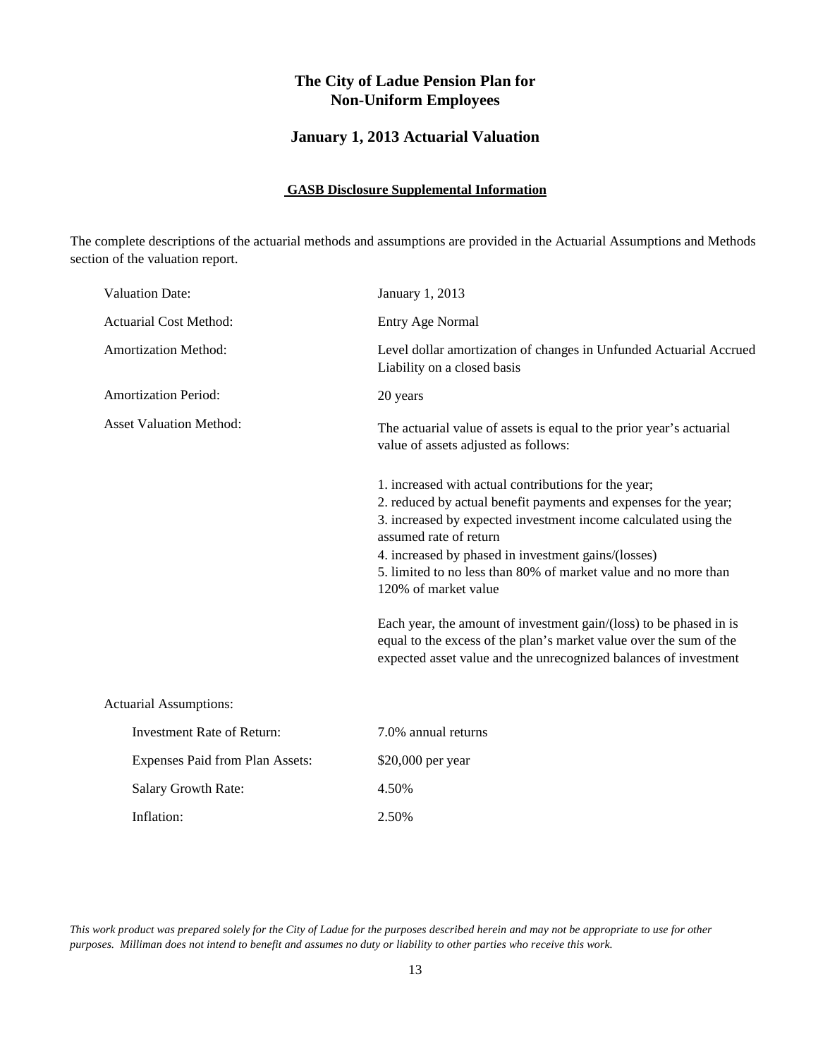# The City of Ladue Pension Plan for Non-Uniform Employees

## January 1, 2013 Actuarial Valuation

### GASB Disclosure Supplemental Information

The complete descriptions of the actuarial methods and assumptions are provided in the Actuarial Assumptions and Methods section of the valuation report.

| | |
|---|---|
| Valuation Date: | January 1, 2013 |
| Actuarial Cost Method: | Entry Age Normal |
| Amortization Method: | Level dollar amortization of changes in Unfunded Actuarial Accrued Liability on a closed basis |
| Amortization Period: | 20 years |
| Asset Valuation Method: | The actuarial value of assets is equal to the prior year's actuarial value of assets adjusted as follows: |

1. increased with actual contributions for the year;
2. reduced by actual benefit payments and expenses for the year;
3. increased by expected investment income calculated using the assumed rate of return
4. increased by phased in investment gains/(losses)
5. limited to no less than 80% of market value and no more than 120% of market value

Each year, the amount of investment gain/(loss) to be phased in is equal to the excess of the plan's market value over the sum of the expected asset value and the unrecognized balances of investment

Actuarial Assumptions:

| | |
|---|---|
| Investment Rate of Return: | 7.0% annual returns |
| Expenses Paid from Plan Assets: | $20,000 per year |
| Salary Growth Rate: | 4.50% |
| Inflation: | 2.50% |

*This work product was prepared solely for the City of Ladue for the purposes described herein and may not be appropriate to use for other purposes. Milliman does not intend to benefit and assumes no duty or liability to other parties who receive this work.*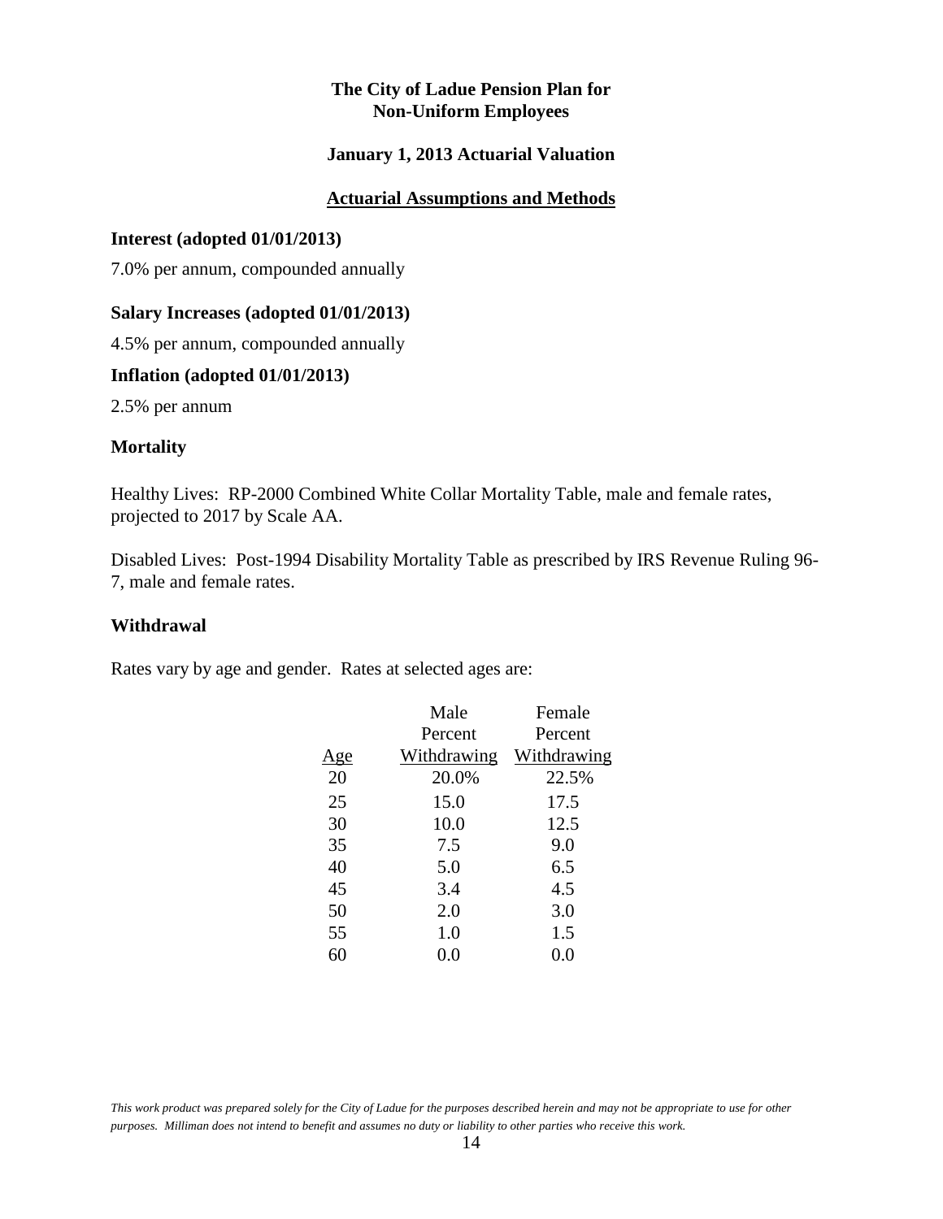# The City of Ladue Pension Plan for Non-Uniform Employees

## January 1, 2013 Actuarial Valuation

## Actuarial Assumptions and Methods

**Interest (adopted 01/01/2013)**

7.0% per annum, compounded annually

**Salary Increases (adopted 01/01/2013)**

4.5% per annum, compounded annually

**Inflation (adopted 01/01/2013)**

2.5% per annum

**Mortality**

Healthy Lives: RP-2000 Combined White Collar Mortality Table, male and female rates, projected to 2017 by Scale AA.

Disabled Lives: Post-1994 Disability Mortality Table as prescribed by IRS Revenue Ruling 96-7, male and female rates.

**Withdrawal**

Rates vary by age and gender. Rates at selected ages are:

| Age | Male Percent Withdrawing | Female Percent Withdrawing |
|---|---|---|
| 20 | 20.0% | 22.5% |
| 25 | 15.0 | 17.5 |
| 30 | 10.0 | 12.5 |
| 35 | 7.5 | 9.0 |
| 40 | 5.0 | 6.5 |
| 45 | 3.4 | 4.5 |
| 50 | 2.0 | 3.0 |
| 55 | 1.0 | 1.5 |
| 60 | 0.0 | 0.0 |

*This work product was prepared solely for the City of Ladue for the purposes described herein and may not be appropriate to use for other purposes. Milliman does not intend to benefit and assumes no duty or liability to other parties who receive this work.*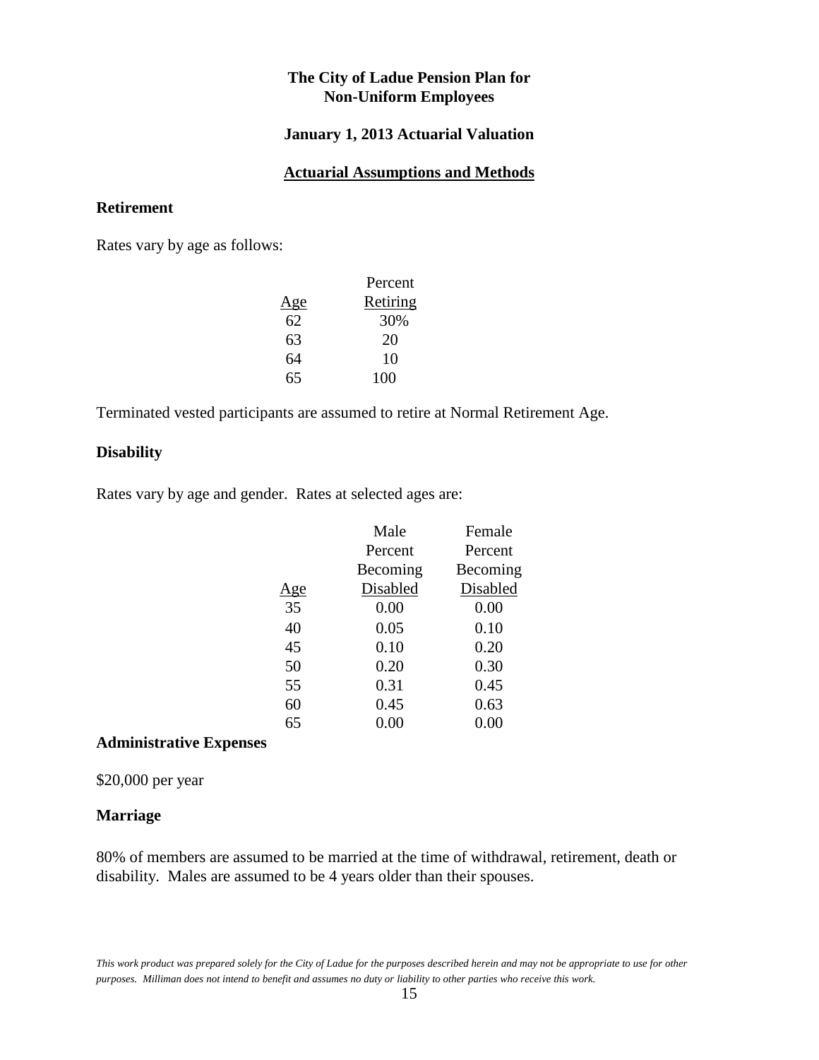**The City of Ladue Pension Plan for Non-Uniform Employees**

**January 1, 2013 Actuarial Valuation**

**Actuarial Assumptions and Methods**

**Retirement**

Rates vary by age as follows:

| Age | Percent Retiring |
|---|---|
| 62 | 30% |
| 63 | 20 |
| 64 | 10 |
| 65 | 100 |

Terminated vested participants are assumed to retire at Normal Retirement Age.

**Disability**

Rates vary by age and gender. Rates at selected ages are:

| Age | Male Percent Becoming Disabled | Female Percent Becoming Disabled |
|---|---|---|
| 35 | 0.00 | 0.00 |
| 40 | 0.05 | 0.10 |
| 45 | 0.10 | 0.20 |
| 50 | 0.20 | 0.30 |
| 55 | 0.31 | 0.45 |
| 60 | 0.45 | 0.63 |
| 65 | 0.00 | 0.00 |

**Administrative Expenses**

$20,000 per year

**Marriage**

80% of members are assumed to be married at the time of withdrawal, retirement, death or disability. Males are assumed to be 4 years older than their spouses.

*This work product was prepared solely for the City of Ladue for the purposes described herein and may not be appropriate to use for other purposes. Milliman does not intend to benefit and assumes no duty or liability to other parties who receive this work.*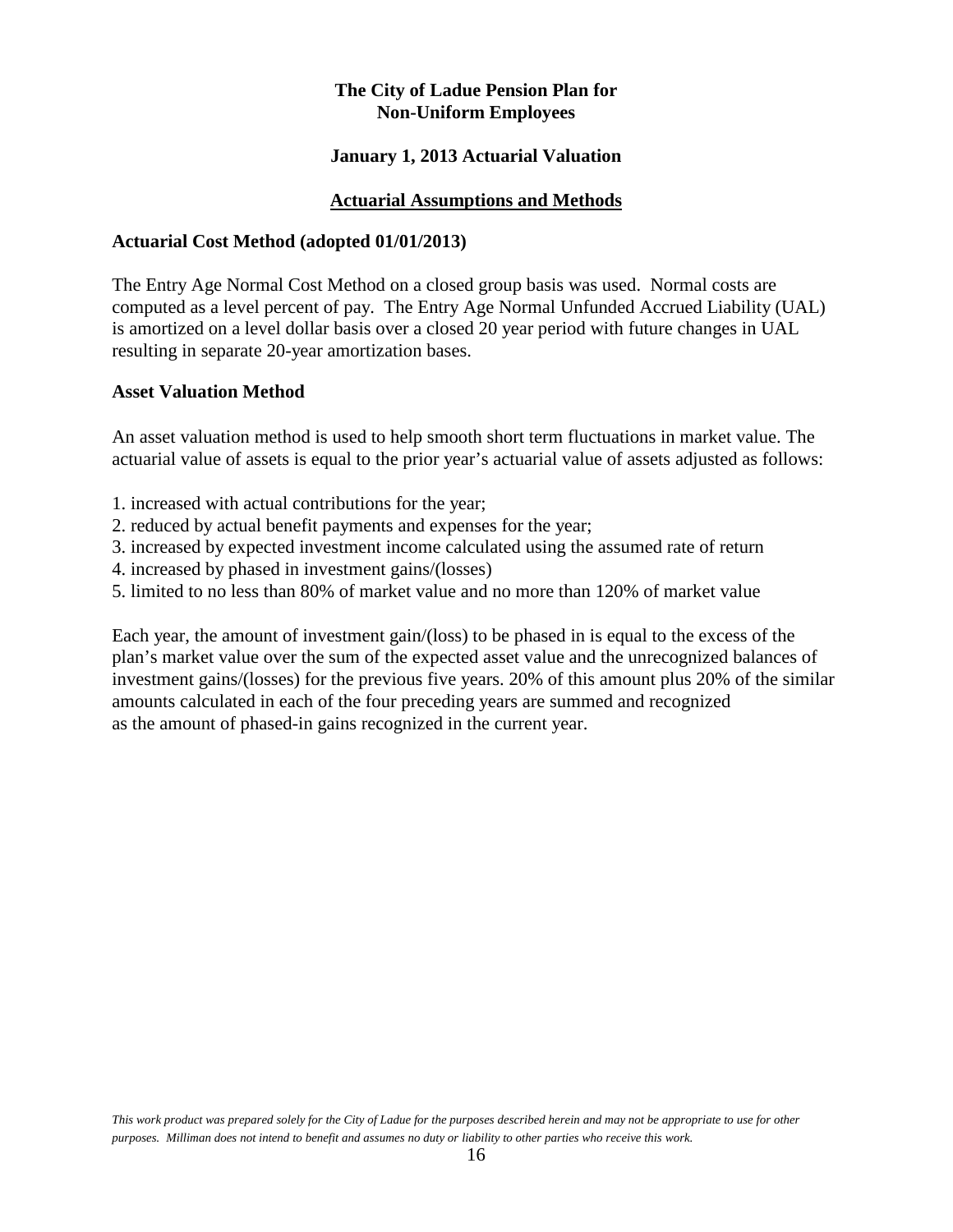# The City of Ladue Pension Plan for Non-Uniform Employees

## January 1, 2013 Actuarial Valuation

## Actuarial Assumptions and Methods

### Actuarial Cost Method (adopted 01/01/2013)

The Entry Age Normal Cost Method on a closed group basis was used. Normal costs are computed as a level percent of pay. The Entry Age Normal Unfunded Accrued Liability (UAL) is amortized on a level dollar basis over a closed 20 year period with future changes in UAL resulting in separate 20-year amortization bases.

### Asset Valuation Method

An asset valuation method is used to help smooth short term fluctuations in market value. The actuarial value of assets is equal to the prior year's actuarial value of assets adjusted as follows:

1. increased with actual contributions for the year;
2. reduced by actual benefit payments and expenses for the year;
3. increased by expected investment income calculated using the assumed rate of return
4. increased by phased in investment gains/(losses)
5. limited to no less than 80% of market value and no more than 120% of market value

Each year, the amount of investment gain/(loss) to be phased in is equal to the excess of the plan's market value over the sum of the expected asset value and the unrecognized balances of investment gains/(losses) for the previous five years. 20% of this amount plus 20% of the similar amounts calculated in each of the four preceding years are summed and recognized as the amount of phased-in gains recognized in the current year.

*This work product was prepared solely for the City of Ladue for the purposes described herein and may not be appropriate to use for other purposes. Milliman does not intend to benefit and assumes no duty or liability to other parties who receive this work.*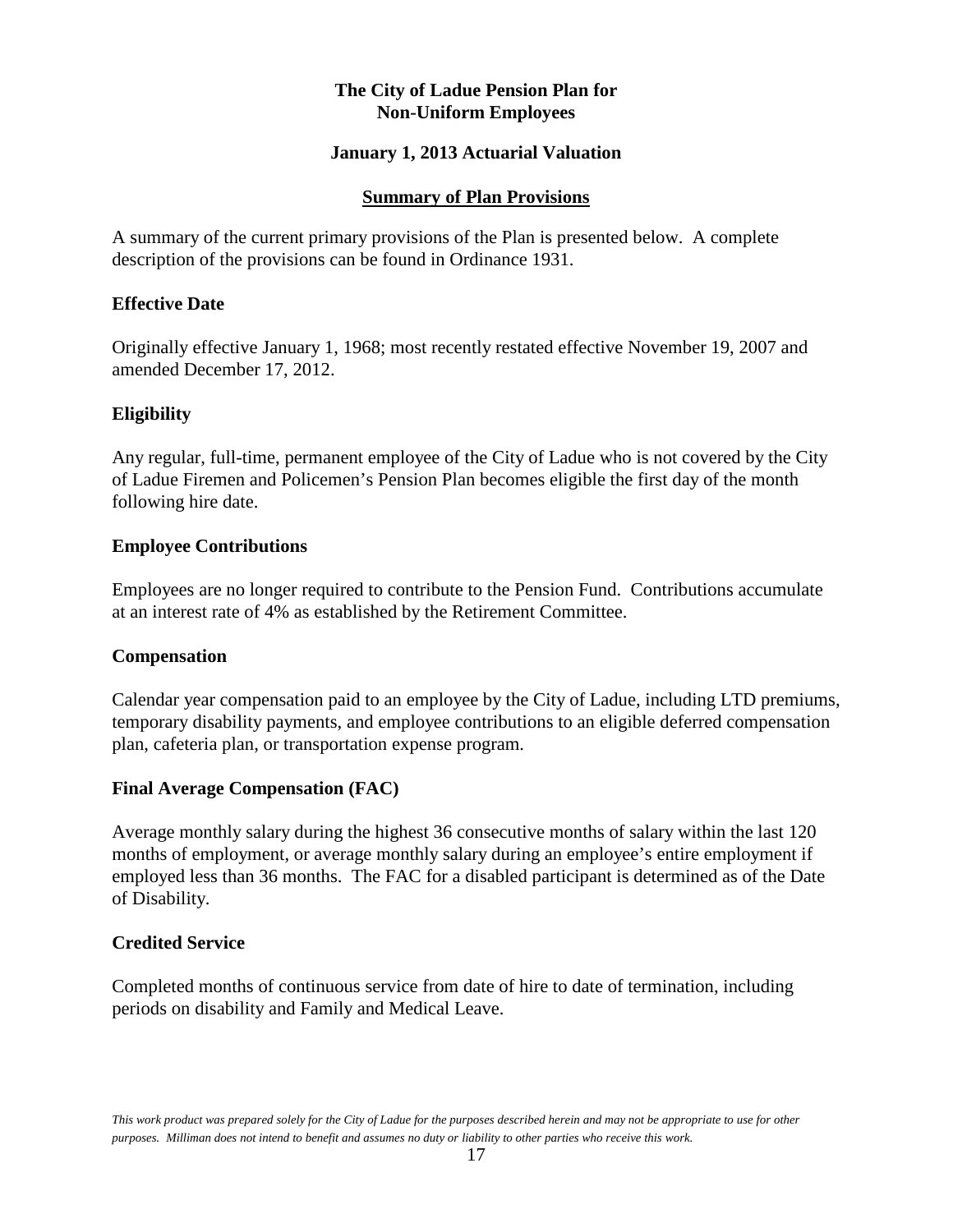**The City of Ladue Pension Plan for Non-Uniform Employees**

**January 1, 2013 Actuarial Valuation**

## Summary of Plan Provisions

A summary of the current primary provisions of the Plan is presented below. A complete description of the provisions can be found in Ordinance 1931.

### Effective Date

Originally effective January 1, 1968; most recently restated effective November 19, 2007 and amended December 17, 2012.

### Eligibility

Any regular, full-time, permanent employee of the City of Ladue who is not covered by the City of Ladue Firemen and Policemen's Pension Plan becomes eligible the first day of the month following hire date.

### Employee Contributions

Employees are no longer required to contribute to the Pension Fund. Contributions accumulate at an interest rate of 4% as established by the Retirement Committee.

### Compensation

Calendar year compensation paid to an employee by the City of Ladue, including LTD premiums, temporary disability payments, and employee contributions to an eligible deferred compensation plan, cafeteria plan, or transportation expense program.

### Final Average Compensation (FAC)

Average monthly salary during the highest 36 consecutive months of salary within the last 120 months of employment, or average monthly salary during an employee's entire employment if employed less than 36 months. The FAC for a disabled participant is determined as of the Date of Disability.

### Credited Service

Completed months of continuous service from date of hire to date of termination, including periods on disability and Family and Medical Leave.

*This work product was prepared solely for the City of Ladue for the purposes described herein and may not be appropriate to use for other purposes. Milliman does not intend to benefit and assumes no duty or liability to other parties who receive this work.*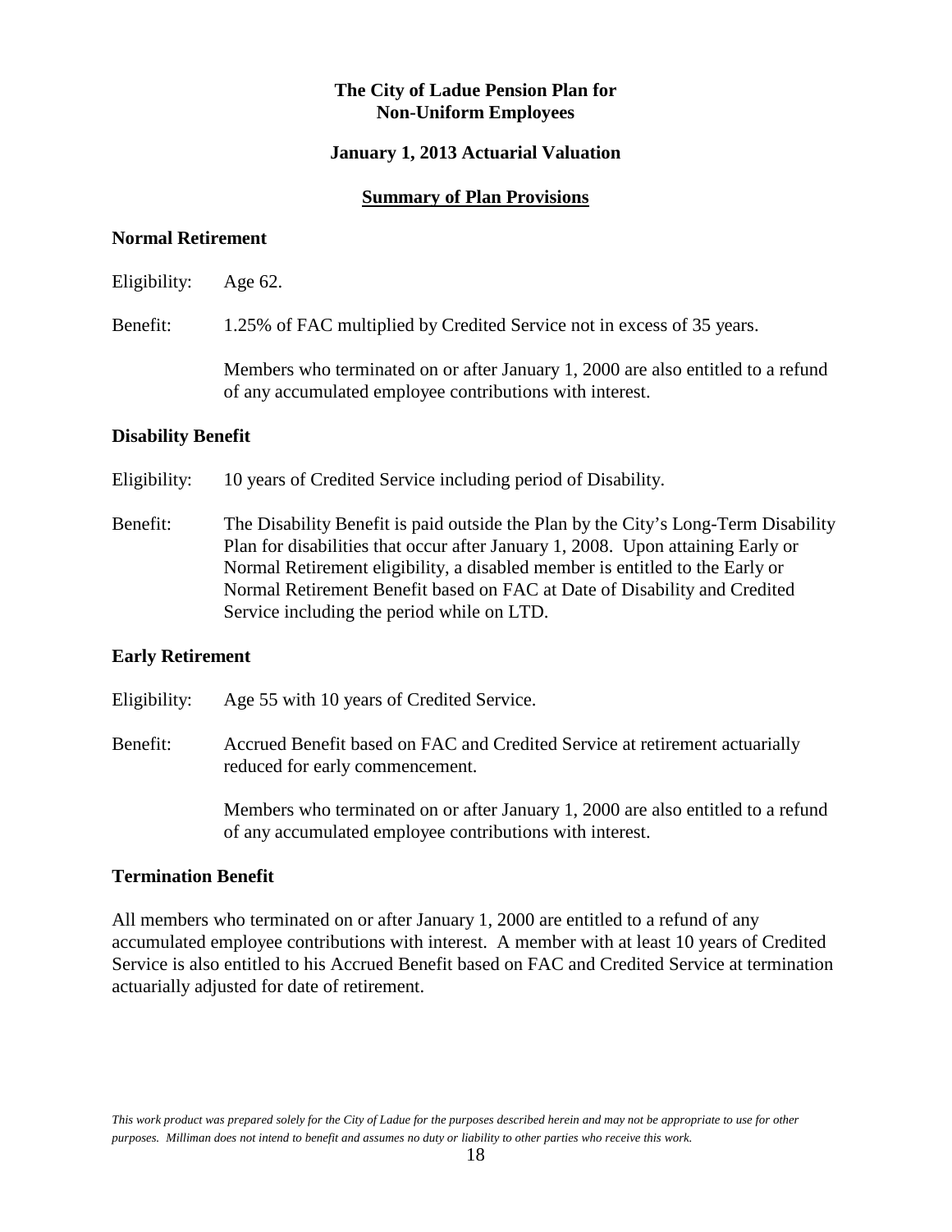**The City of Ladue Pension Plan for Non-Uniform Employees**

**January 1, 2013 Actuarial Valuation**

**Summary of Plan Provisions**

### Normal Retirement

Eligibility: Age 62.

Benefit: 1.25% of FAC multiplied by Credited Service not in excess of 35 years.

Members who terminated on or after January 1, 2000 are also entitled to a refund of any accumulated employee contributions with interest.

### Disability Benefit

Eligibility: 10 years of Credited Service including period of Disability.

Benefit: The Disability Benefit is paid outside the Plan by the City's Long-Term Disability Plan for disabilities that occur after January 1, 2008. Upon attaining Early or Normal Retirement eligibility, a disabled member is entitled to the Early or Normal Retirement Benefit based on FAC at Date of Disability and Credited Service including the period while on LTD.

### Early Retirement

Eligibility: Age 55 with 10 years of Credited Service.

Benefit: Accrued Benefit based on FAC and Credited Service at retirement actuarially reduced for early commencement.

Members who terminated on or after January 1, 2000 are also entitled to a refund of any accumulated employee contributions with interest.

### Termination Benefit

All members who terminated on or after January 1, 2000 are entitled to a refund of any accumulated employee contributions with interest. A member with at least 10 years of Credited Service is also entitled to his Accrued Benefit based on FAC and Credited Service at termination actuarially adjusted for date of retirement.

*This work product was prepared solely for the City of Ladue for the purposes described herein and may not be appropriate to use for other purposes. Milliman does not intend to benefit and assumes no duty or liability to other parties who receive this work.*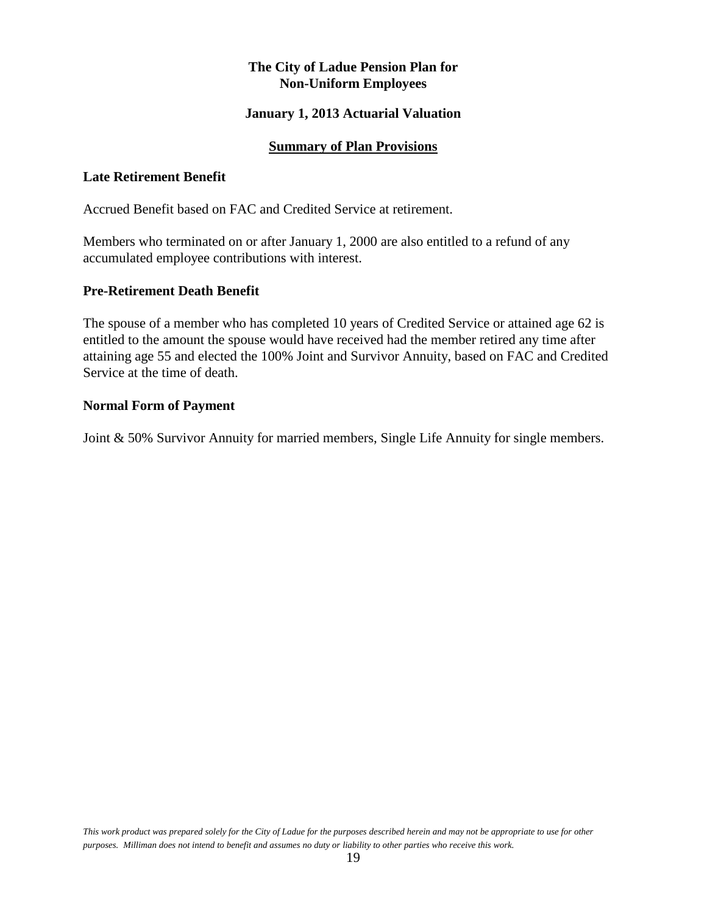**The City of Ladue Pension Plan for Non-Uniform Employees**

**January 1, 2013 Actuarial Valuation**

**Summary of Plan Provisions**

**Late Retirement Benefit**

Accrued Benefit based on FAC and Credited Service at retirement.

Members who terminated on or after January 1, 2000 are also entitled to a refund of any accumulated employee contributions with interest.

**Pre-Retirement Death Benefit**

The spouse of a member who has completed 10 years of Credited Service or attained age 62 is entitled to the amount the spouse would have received had the member retired any time after attaining age 55 and elected the 100% Joint and Survivor Annuity, based on FAC and Credited Service at the time of death.

**Normal Form of Payment**

Joint & 50% Survivor Annuity for married members, Single Life Annuity for single members.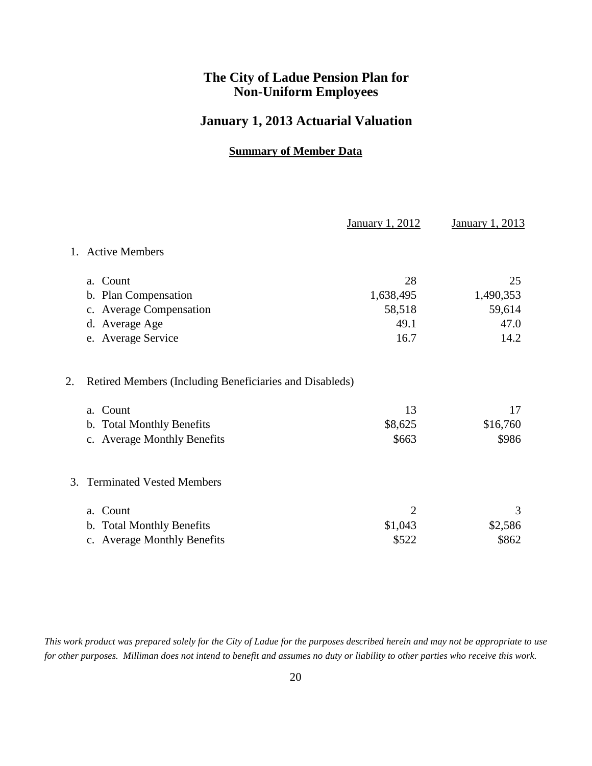# The City of Ladue Pension Plan for Non-Uniform Employees

## January 1, 2013 Actuarial Valuation

### Summary of Member Data

| | January 1, 2012 | January 1, 2013 |
|---|---|---|
| **1. Active Members** | | |
| a. Count | 28 | 25 |
| b. Plan Compensation | 1,638,495 | 1,490,353 |
| c. Average Compensation | 58,518 | 59,614 |
| d. Average Age | 49.1 | 47.0 |
| e. Average Service | 16.7 | 14.2 |
| **2. Retired Members (Including Beneficiaries and Disableds)** | | |
| a. Count | 13 | 17 |
| b. Total Monthly Benefits | \$8,625 | \$16,760 |
| c. Average Monthly Benefits | \$663 | \$986 |
| **3. Terminated Vested Members** | | |
| a. Count | 2 | 3 |
| b. Total Monthly Benefits | \$1,043 | \$2,586 |
| c. Average Monthly Benefits | \$522 | \$862 |

*This work product was prepared solely for the City of Ladue for the purposes described herein and may not be appropriate to use for other purposes. Milliman does not intend to benefit and assumes no duty or liability to other parties who receive this work.*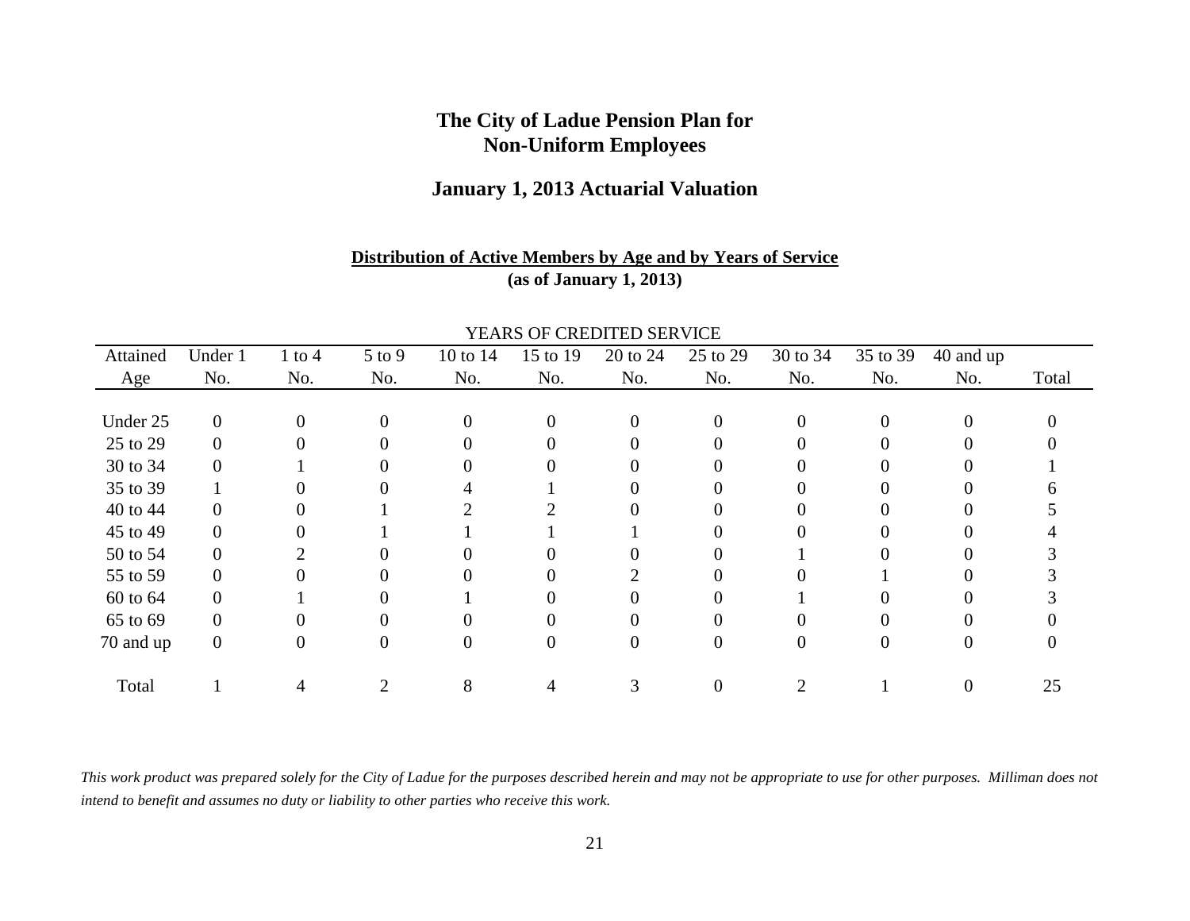# The City of Ladue Pension Plan for Non-Uniform Employees

## January 1, 2013 Actuarial Valuation

### Distribution of Active Members by Age and by Years of Service

**(as of January 1, 2013)**

| | YEARS OF CREDITED SERVICE | | | | | | | | | | |
|---|---|---|---|---|---|---|---|---|---|---|---|
| Attained Age | Under 1 No. | 1 to 4 No. | 5 to 9 No. | 10 to 14 No. | 15 to 19 No. | 20 to 24 No. | 25 to 29 No. | 30 to 34 No. | 35 to 39 No. | 40 and up No. | Total |
| Under 25 | 0 | 0 | 0 | 0 | 0 | 0 | 0 | 0 | 0 | 0 | 0 |
| 25 to 29 | 0 | 0 | 0 | 0 | 0 | 0 | 0 | 0 | 0 | 0 | 0 |
| 30 to 34 | 0 | 1 | 0 | 0 | 0 | 0 | 0 | 0 | 0 | 0 | 1 |
| 35 to 39 | 1 | 0 | 0 | 4 | 1 | 0 | 0 | 0 | 0 | 0 | 6 |
| 40 to 44 | 0 | 0 | 1 | 2 | 2 | 0 | 0 | 0 | 0 | 0 | 5 |
| 45 to 49 | 0 | 0 | 1 | 1 | 1 | 1 | 0 | 0 | 0 | 0 | 4 |
| 50 to 54 | 0 | 2 | 0 | 0 | 0 | 0 | 0 | 1 | 0 | 0 | 3 |
| 55 to 59 | 0 | 0 | 0 | 0 | 0 | 2 | 0 | 0 | 1 | 0 | 3 |
| 60 to 64 | 0 | 1 | 0 | 1 | 0 | 0 | 0 | 1 | 0 | 0 | 3 |
| 65 to 69 | 0 | 0 | 0 | 0 | 0 | 0 | 0 | 0 | 0 | 0 | 0 |
| 70 and up | 0 | 0 | 0 | 0 | 0 | 0 | 0 | 0 | 0 | 0 | 0 |
| Total | 1 | 4 | 2 | 8 | 4 | 3 | 0 | 2 | 1 | 0 | 25 |

*This work product was prepared solely for the City of Ladue for the purposes described herein and may not be appropriate to use for other purposes. Milliman does not intend to benefit and assumes no duty or liability to other parties who receive this work.*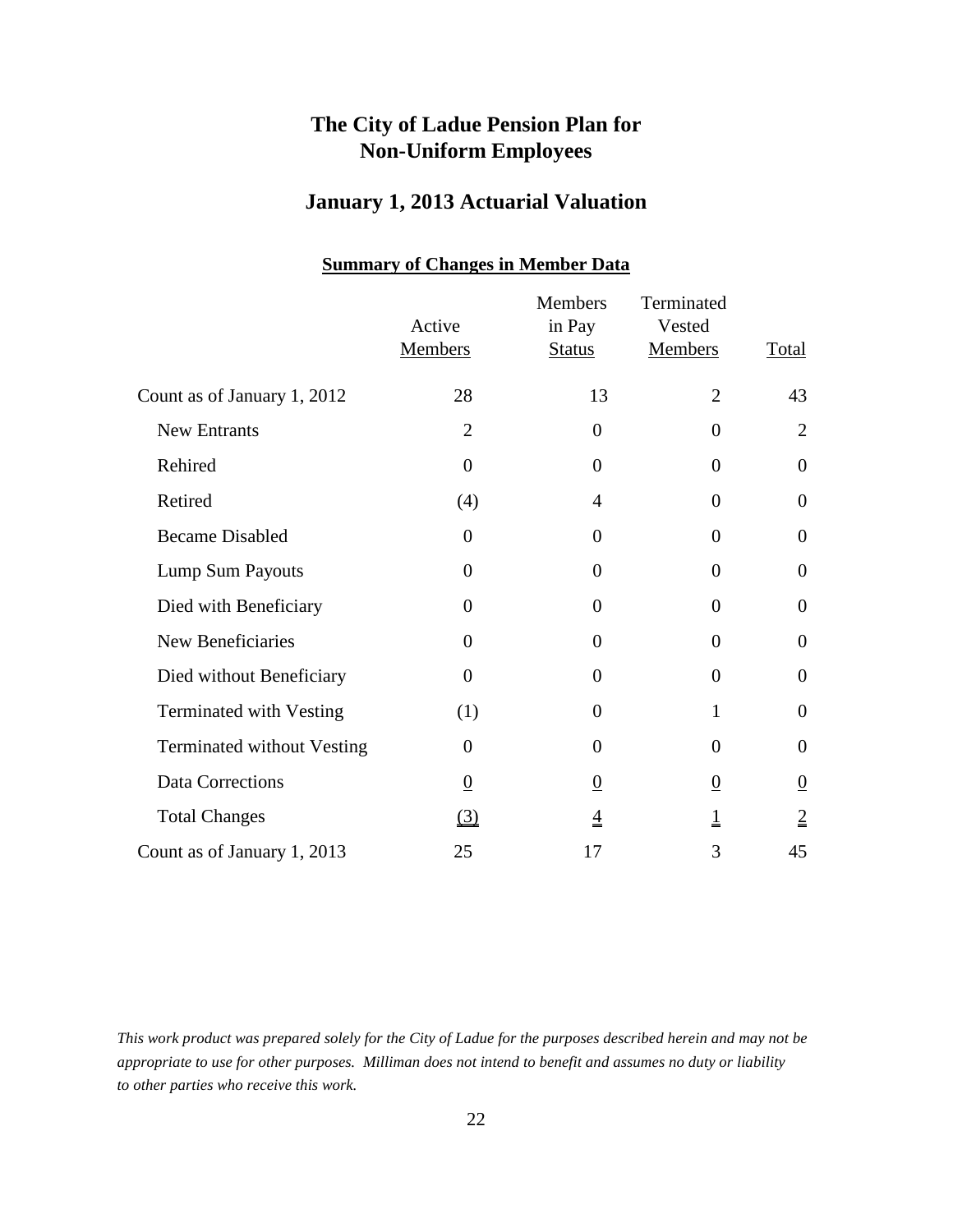# The City of Ladue Pension Plan for Non-Uniform Employees

## January 1, 2013 Actuarial Valuation

### Summary of Changes in Member Data

| | Active Members | Members in Pay Status | Terminated Vested Members | Total |
|---|---|---|---|---|
| Count as of January 1, 2012 | 28 | 13 | 2 | 43 |
| New Entrants | 2 | 0 | 0 | 2 |
| Rehired | 0 | 0 | 0 | 0 |
| Retired | (4) | 4 | 0 | 0 |
| Became Disabled | 0 | 0 | 0 | 0 |
| Lump Sum Payouts | 0 | 0 | 0 | 0 |
| Died with Beneficiary | 0 | 0 | 0 | 0 |
| New Beneficiaries | 0 | 0 | 0 | 0 |
| Died without Beneficiary | 0 | 0 | 0 | 0 |
| Terminated with Vesting | (1) | 0 | 1 | 0 |
| Terminated without Vesting | 0 | 0 | 0 | 0 |
| Data Corrections | 0 | 0 | 0 | 0 |
| Total Changes | (3) | 4 | 1 | 2 |
| Count as of January 1, 2013 | 25 | 17 | 3 | 45 |

*This work product was prepared solely for the City of Ladue for the purposes described herein and may not be appropriate to use for other purposes. Milliman does not intend to benefit and assumes no duty or liability to other parties who receive this work.*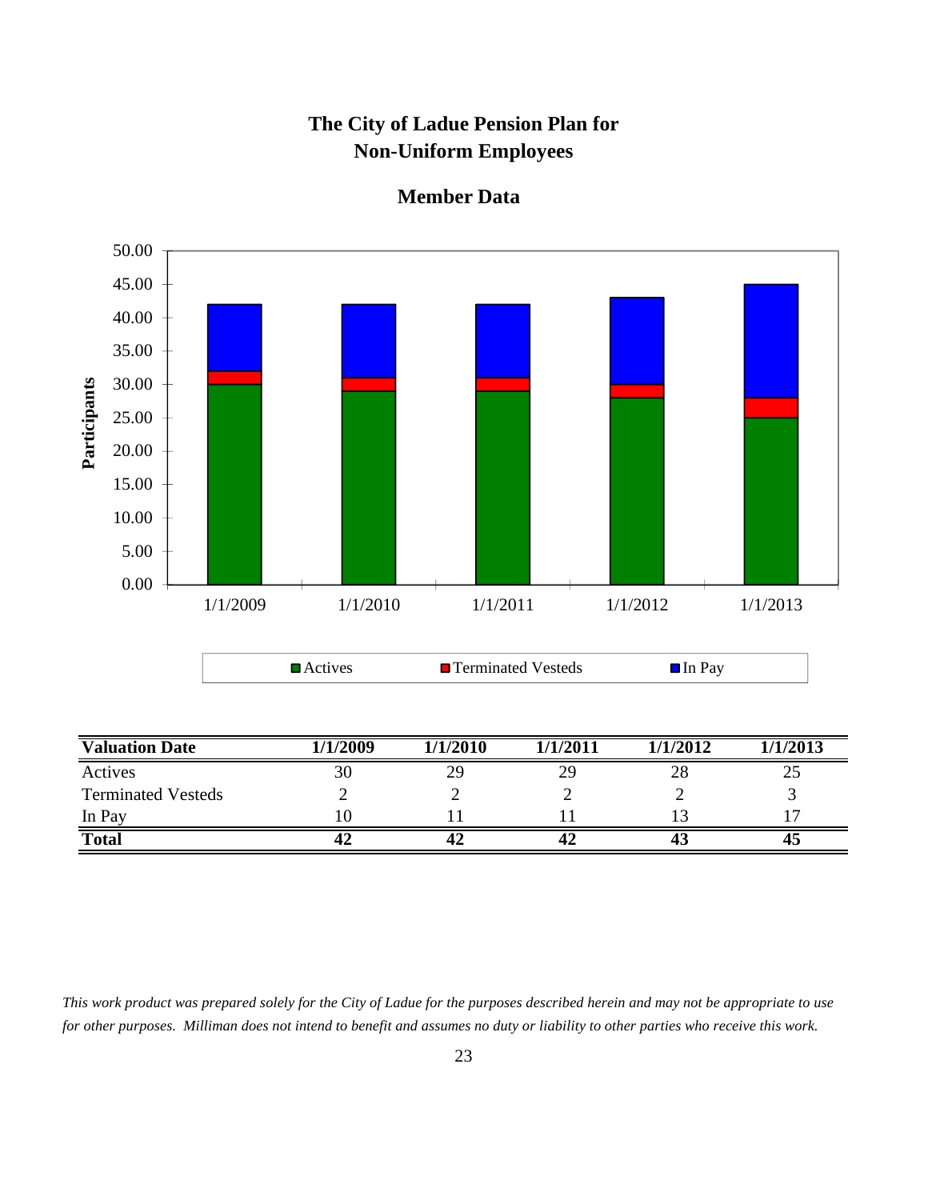# The City of Ladue Pension Plan for Non-Uniform Employees

## Member Data

| Valuation Date | 1/1/2009 | 1/1/2010 | 1/1/2011 | 1/1/2012 | 1/1/2013 |
|---|---|---|---|---|---|
| Actives | 30 | 29 | 29 | 28 | 25 |
| Terminated Vesteds | 2 | 2 | 2 | 2 | 3 |
| In Pay | 10 | 11 | 11 | 13 | 17 |
| **Total** | **42** | **42** | **42** | **43** | **45** |

*This work product was prepared solely for the City of Ladue for the purposes described herein and may not be appropriate to use for other purposes. Milliman does not intend to benefit and assumes no duty or liability to other parties who receive this work.*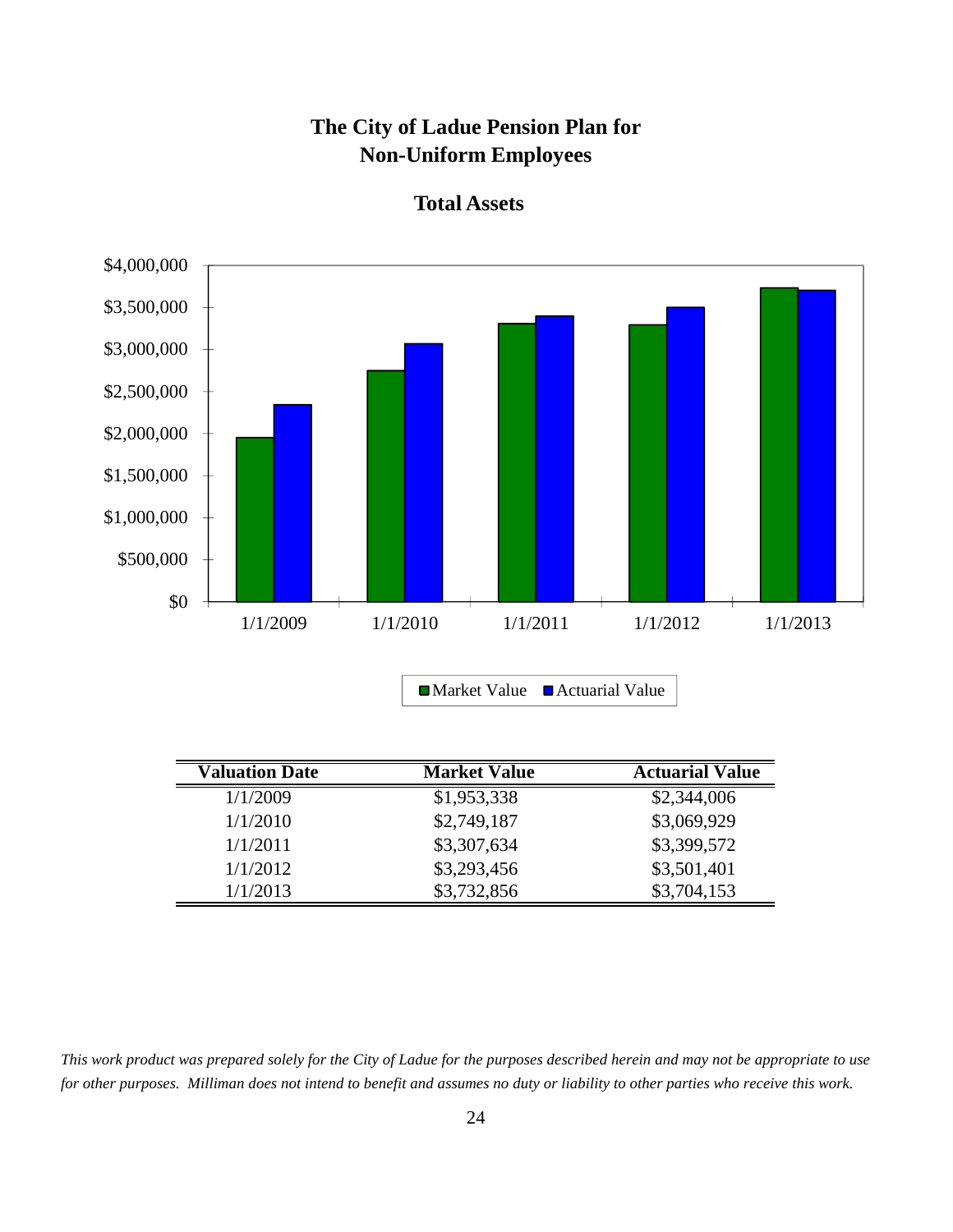# The City of Ladue Pension Plan for Non-Uniform Employees

## Total Assets

| Valuation Date | Market Value | Actuarial Value |
|---|---|---|
| 1/1/2009 | $1,953,338 | $2,344,006 |
| 1/1/2010 | $2,749,187 | $3,069,929 |
| 1/1/2011 | $3,307,634 | $3,399,572 |
| 1/1/2012 | $3,293,456 | $3,501,401 |
| 1/1/2013 | $3,732,856 | $3,704,153 |

*This work product was prepared solely for the City of Ladue for the purposes described herein and may not be appropriate to use for other purposes. Milliman does not intend to benefit and assumes no duty or liability to other parties who receive this work.*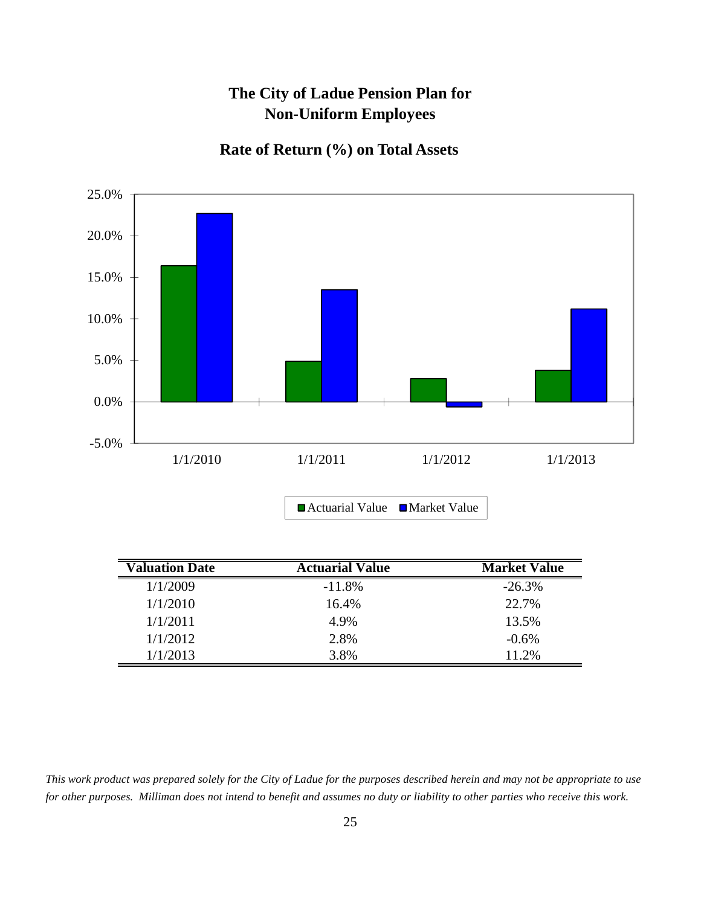# The City of Ladue Pension Plan for Non-Uniform Employees

## Rate of Return (%) on Total Assets

| Valuation Date | Actuarial Value | Market Value |
|---|---|---|
| 1/1/2009 | -11.8% | -26.3% |
| 1/1/2010 | 16.4% | 22.7% |
| 1/1/2011 | 4.9% | 13.5% |
| 1/1/2012 | 2.8% | -0.6% |
| 1/1/2013 | 3.8% | 11.2% |

*This work product was prepared solely for the City of Ladue for the purposes described herein and may not be appropriate to use for other purposes. Milliman does not intend to benefit and assumes no duty or liability to other parties who receive this work.*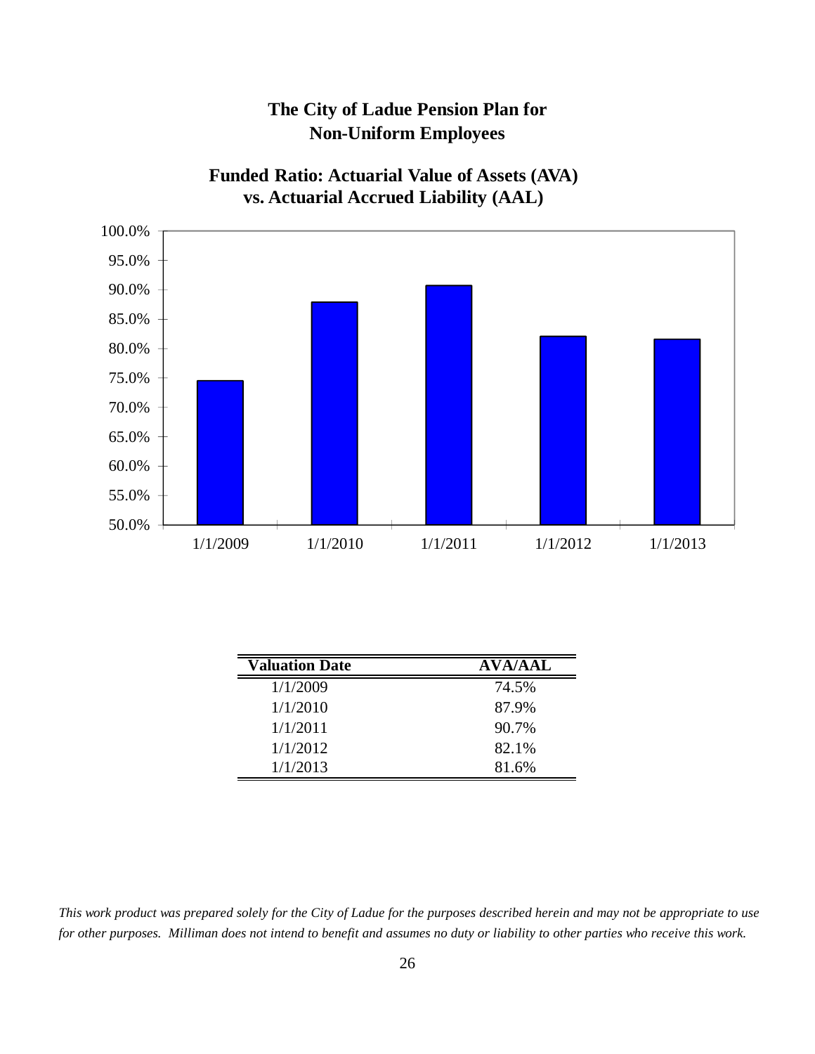## The City of Ladue Pension Plan for Non-Uniform Employees

### Funded Ratio: Actuarial Value of Assets (AVA) vs. Actuarial Accrued Liability (AAL)

| Valuation Date | AVA/AAL |
|---|---|
| 1/1/2009 | 74.5% |
| 1/1/2010 | 87.9% |
| 1/1/2011 | 90.7% |
| 1/1/2012 | 82.1% |
| 1/1/2013 | 81.6% |

*This work product was prepared solely for the City of Ladue for the purposes described herein and may not be appropriate to use for other purposes. Milliman does not intend to benefit and assumes no duty or liability to other parties who receive this work.*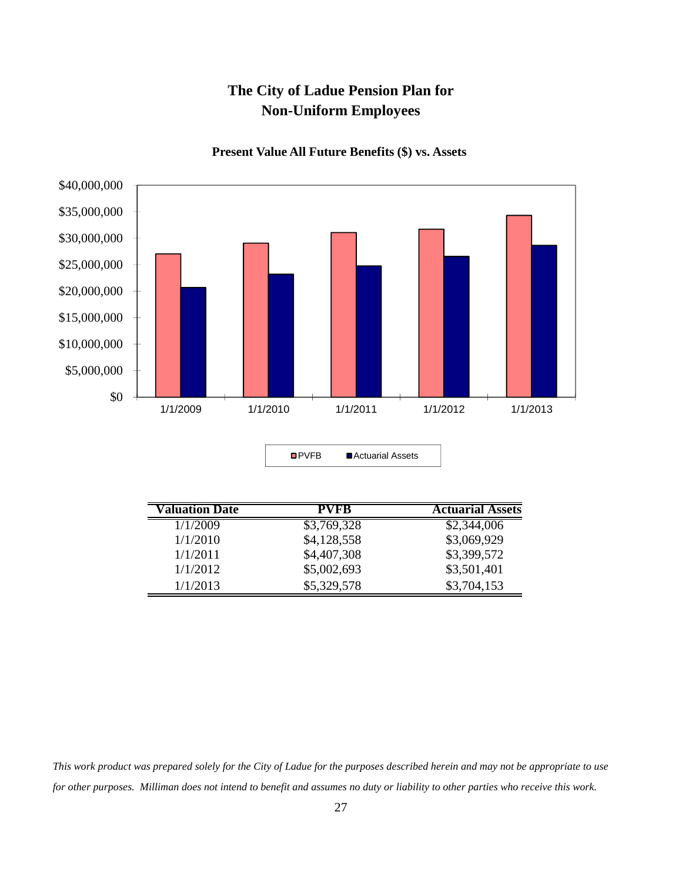# The City of Ladue Pension Plan for Non-Uniform Employees

**Present Value All Future Benefits ($) vs. Assets**

| Valuation Date | PVFB | Actuarial Assets |
|---|---|---|
| 1/1/2009 | $3,769,328 | $2,344,006 |
| 1/1/2010 | $4,128,558 | $3,069,929 |
| 1/1/2011 | $4,407,308 | $3,399,572 |
| 1/1/2012 | $5,002,693 | $3,501,401 |
| 1/1/2013 | $5,329,578 | $3,704,153 |

*This work product was prepared solely for the City of Ladue for the purposes described herein and may not be appropriate to use for other purposes. Milliman does not intend to benefit and assumes no duty or liability to other parties who receive this work.*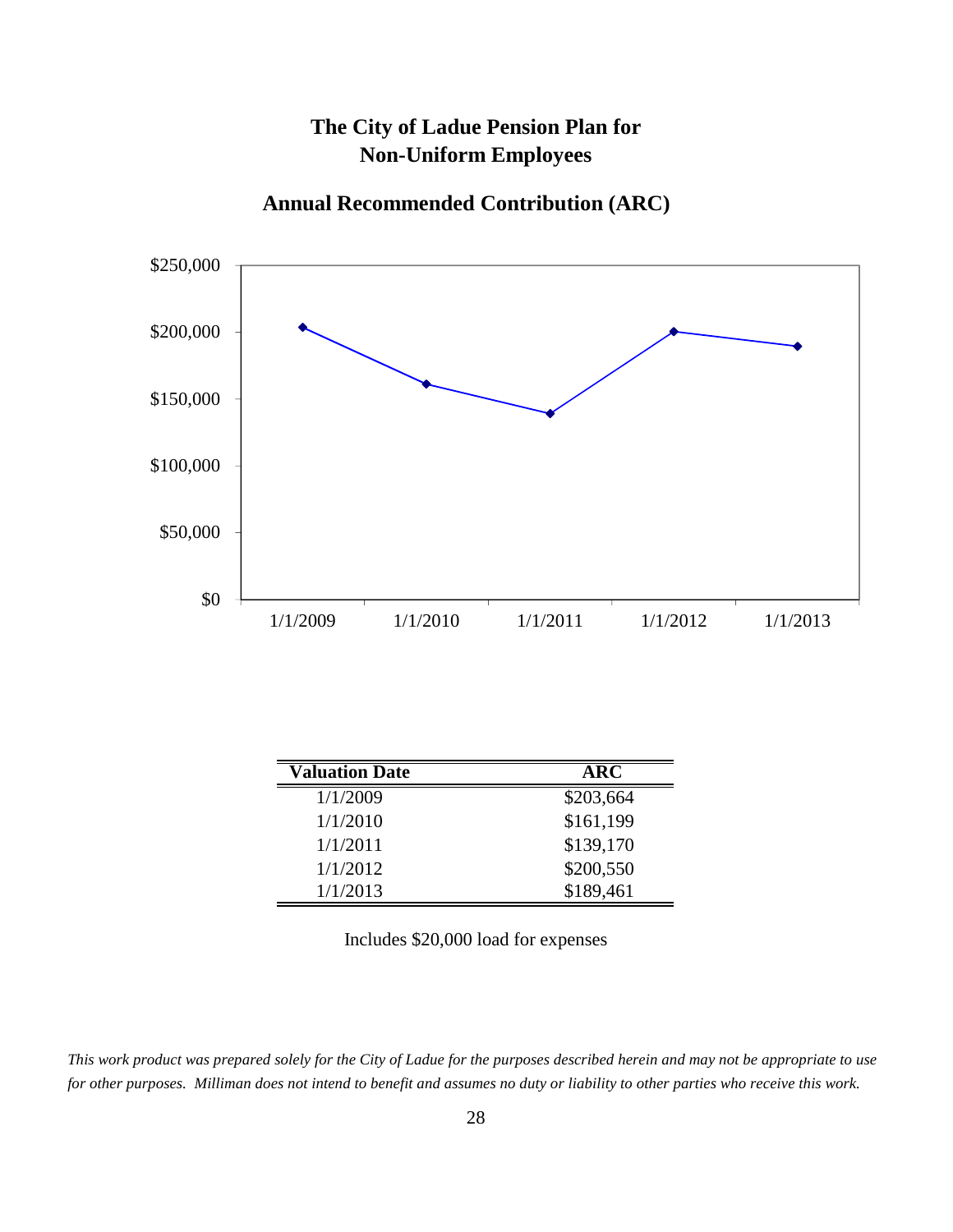# The City of Ladue Pension Plan for Non-Uniform Employees

## Annual Recommended Contribution (ARC)

$250,000
$200,000
$150,000
$100,000
$50,000
$0

1/1/2009
1/1/2010
1/1/2011
1/1/2012
1/1/2013

| Valuation Date | ARC |
|---|---|
| 1/1/2009 | $203,664 |
| 1/1/2010 | $161,199 |
| 1/1/2011 | $139,170 |
| 1/1/2012 | $200,550 |
| 1/1/2013 | $189,461 |

Includes $20,000 load for expenses

*This work product was prepared solely for the City of Ladue for the purposes described herein and may not be appropriate to use for other purposes. Milliman does not intend to benefit and assumes no duty or liability to other parties who receive this work.*